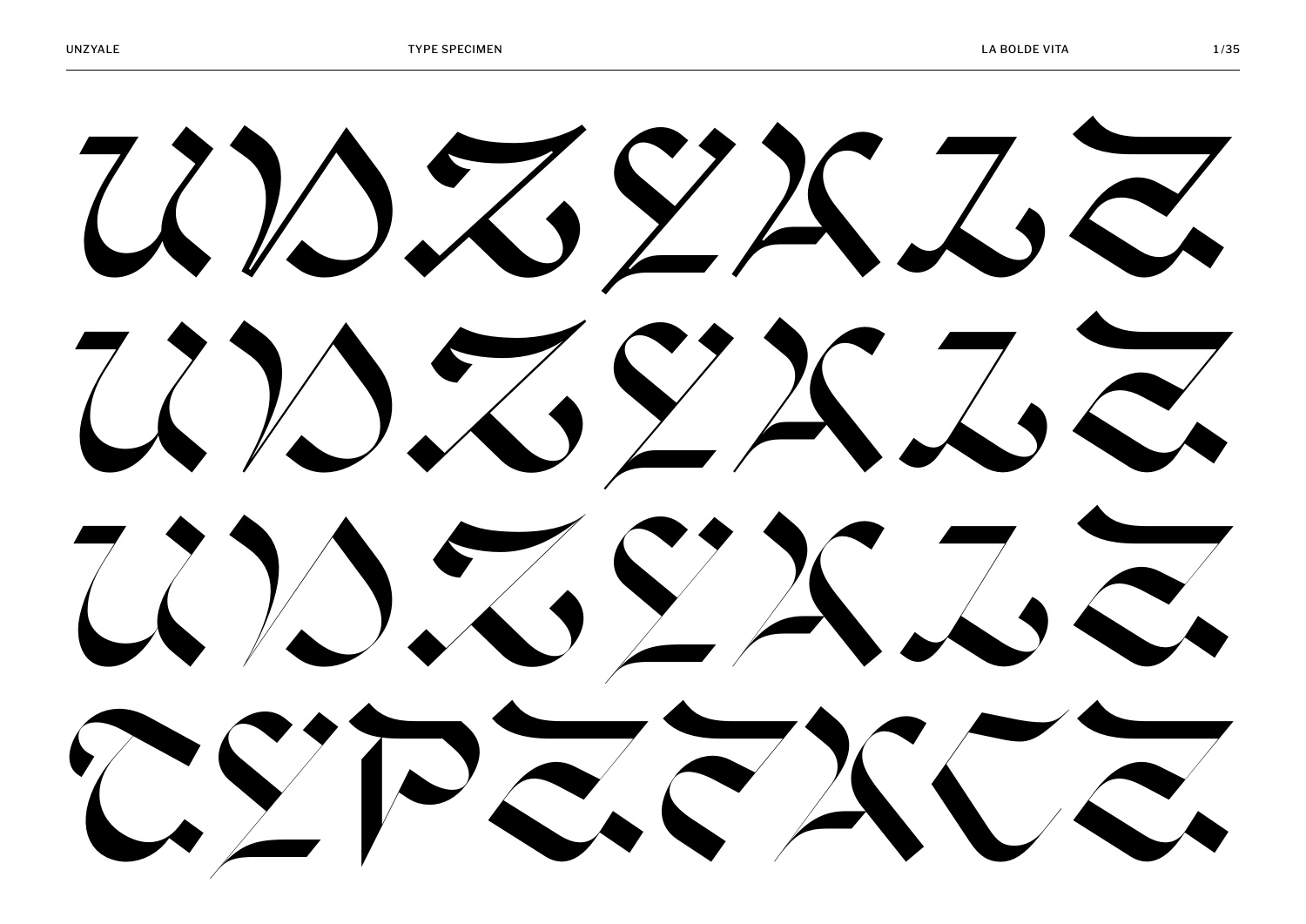UNZYALE

UNZYALE

UNZYALE

TYPEFACE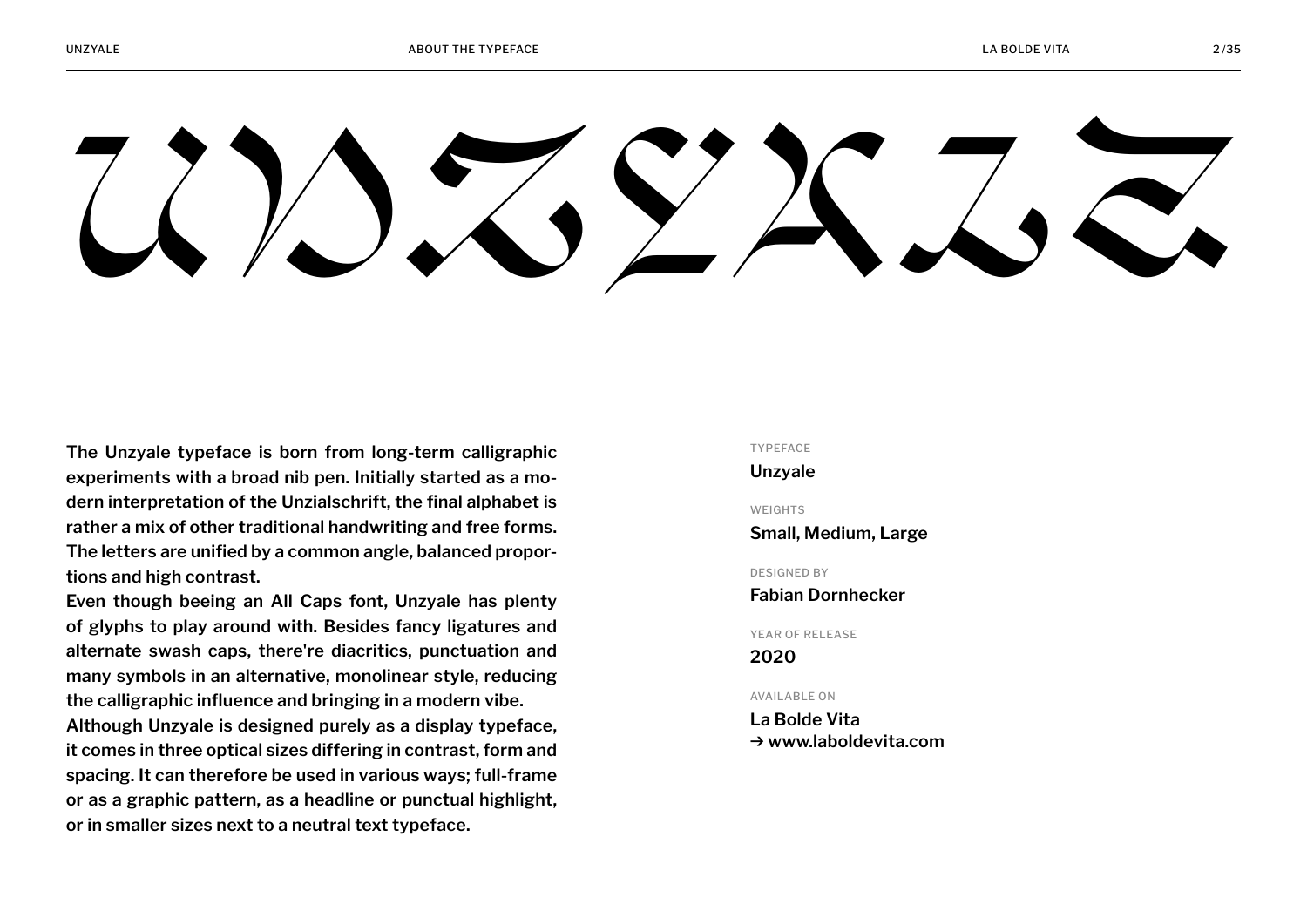# UNZYALE

The Unzyale typeface is born from long-term calligraphic experiments with a broad nib pen. Initially started as a modern interpretation of the Unzialschrift, the final alphabet is rather a mix of other traditional handwriting and free forms. The letters are unified by a common angle, balanced proportions and high contrast.

Even though beeing an All Caps font, Unzyale has plenty of glyphs to play around with. Besides fancy ligatures and alternate swash caps, there're diacritics, punctuation and many symbols in an alternative, monolinear style, reducing the calligraphic influence and bringing in a modern vibe.

Although Unzyale is designed purely as a display typeface, it comes in three optical sizes differing in contrast, form and spacing. It can therefore be used in various ways; full-frame or as a graphic pattern, as a headline or punctual highlight, or in smaller sizes next to a neutral text typeface.

TYPEFACE
**Unzyale**

WEIGHTS
**Small, Medium, Large**

DESIGNED BY
**Fabian Dornhecker**

YEAR OF RELEASE
**2020**

AVAILABLE ON
**La Bolde Vita**
**→ www.laboldevita.com**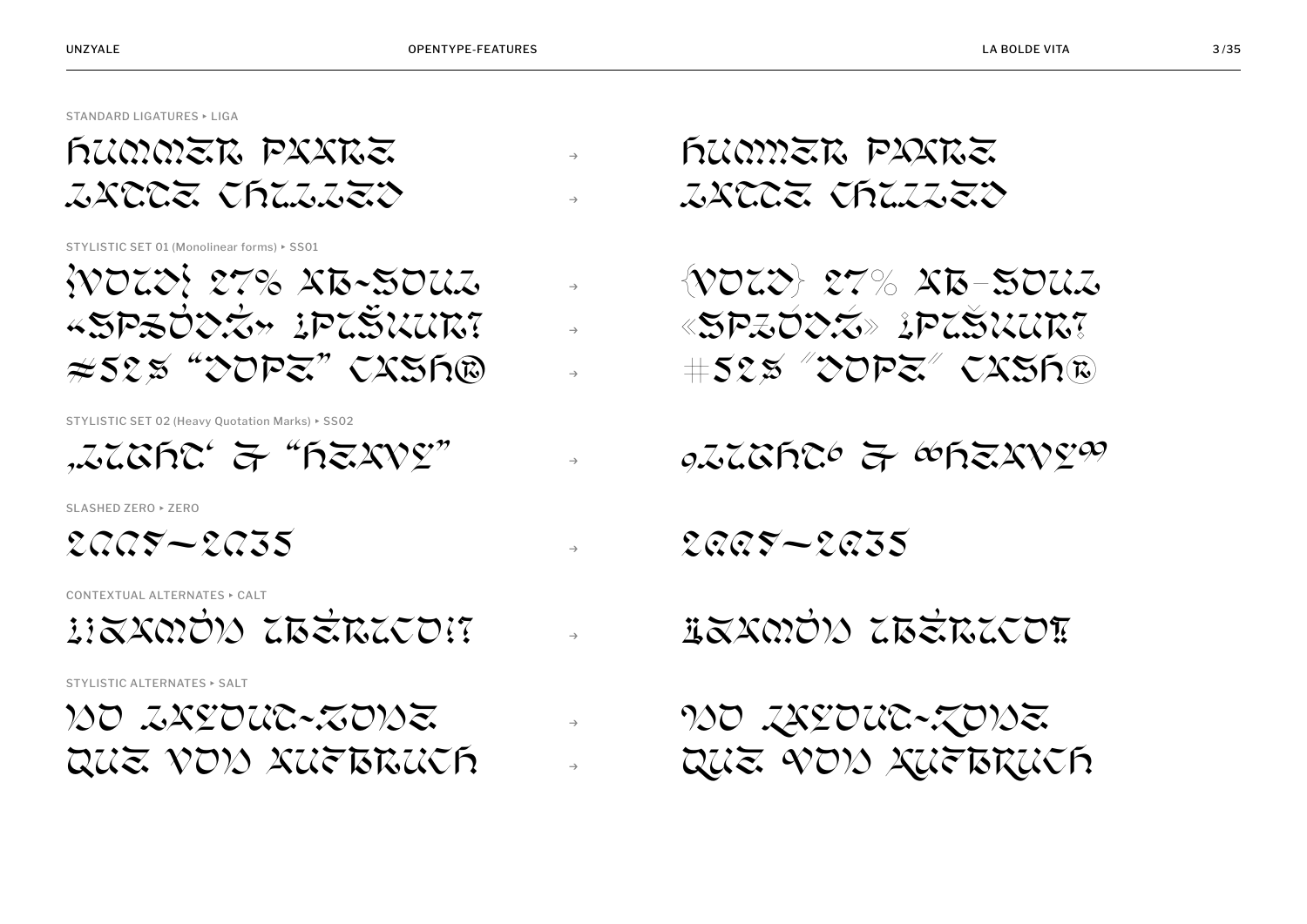STANDARD LIGATURES ‣ LIGA

HUMMER PAARE → HUMMER PAARE
LATTE CHILLED → LATTE CHILLED

STYLISTIC SET 01 (Monolinear forms) ‣ SS01

{VOID} 27% AB-SOUL → {VOID} 27% AB-SOUL
«SPZÖDZ» ¿PLŠKURI? → «SPZÖDZ» ¿PLŠKURI?
#52$ "DOPE" CASH® → #52$ "DOPE" CASH®

STYLISTIC SET 02 (Heavy Quotation Marks) ‣ SS02

„LIGHT‘ & “HEAVY” → „LIGHT‘ & “HEAVY”

SLASHED ZERO ‣ ZERO

2007–2035 → 2007–2035

CONTEXTUAL ALTERNATES ‣ CALT

¿!ZAMÒN LBŻRLTO!? → ¿!ZAMÒN LBŻRLTO!?

STYLISTIC ALTERNATES ‣ SALT

NO LAYOUT-ZONE → NO LAYOUT-ZONE
QUE VON AUFBRUCH → QUE VON AUFBRUCH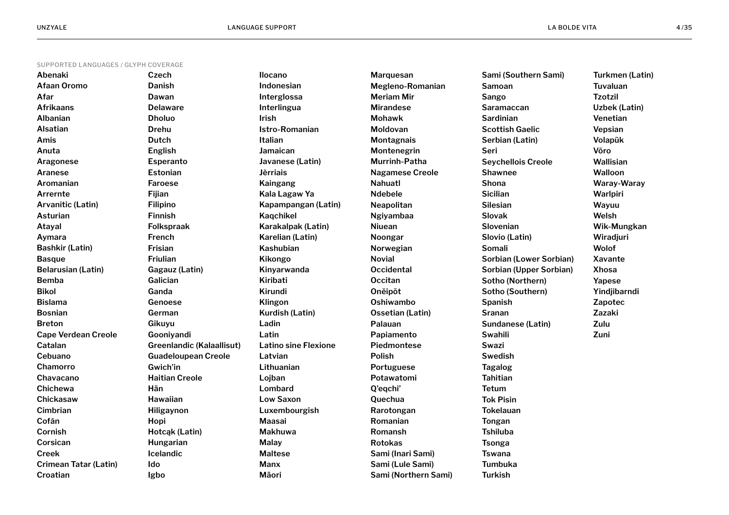SUPPORTED LANGUAGES / GLYPH COVERAGE

Abenaki
Afaan Oromo
Afar
Afrikaans
Albanian
Alsatian
Amis
Anuta
Aragonese
Aranese
Aromanian
Arrernte
Arvanitic (Latin)
Asturian
Atayal
Aymara
Bashkir (Latin)
Basque
Belarusian (Latin)
Bemba
Bikol
Bislama
Bosnian
Breton
Cape Verdean Creole
Catalan
Cebuano
Chamorro
Chavacano
Chichewa
Chickasaw
Cimbrian
Cofán
Cornish
Corsican
Creek
Crimean Tatar (Latin)
Croatian
Czech
Danish
Dawan
Delaware
Dholuo
Drehu
Dutch
English
Esperanto
Estonian
Faroese
Fijian
Filipino
Finnish
Folkspraak
French
Frisian
Friulian
Gagauz (Latin)
Galician
Ganda
Genoese
German
Gikuyu
Gooniyandi
Greenlandic (Kalaallisut)
Guadeloupean Creole
Gwich'in
Haitian Creole
Hän
Hawaiian
Hiligaynon
Hopi
Hotcąk (Latin)
Hungarian
Icelandic
Ido
Igbo
Ilocano
Indonesian
Interglossa
Interlingua
Irish
Istro-Romanian
Italian
Jamaican
Javanese (Latin)
Jèrriais
Kaingang
Kala Lagaw Ya
Kapampangan (Latin)
Kaqchikel
Karakalpak (Latin)
Karelian (Latin)
Kashubian
Kikongo
Kinyarwanda
Kiribati
Kirundi
Klingon
Kurdish (Latin)
Ladin
Latin
Latino sine Flexione
Latvian
Lithuanian
Lojban
Lombard
Low Saxon
Luxembourgish
Maasai
Makhuwa
Malay
Maltese
Manx
Māori
Marquesan
Megleno-Romanian
Meriam Mir
Mirandese
Mohawk
Moldovan
Montagnais
Montenegrin
Murrinh-Patha
Nagamese Creole
Nahuatl
Ndebele
Neapolitan
Ngiyambaa
Niuean
Noongar
Norwegian
Novial
Occidental
Occitan
Oněipŏt
Oshiwambo
Ossetian (Latin)
Palauan
Papiamento
Piedmontese
Polish
Portuguese
Potawatomi
Q'eqchi'
Quechua
Rarotongan
Romanian
Romansh
Rotokas
Sami (Inari Sami)
Sami (Lule Sami)
Sami (Northern Sami)
Sami (Southern Sami)
Samoan
Sango
Saramaccan
Sardinian
Scottish Gaelic
Serbian (Latin)
Seri
Seychellois Creole
Shawnee
Shona
Sicilian
Silesian
Slovak
Slovenian
Slovio (Latin)
Somali
Sorbian (Lower Sorbian)
Sorbian (Upper Sorbian)
Sotho (Northern)
Sotho (Southern)
Spanish
Sranan
Sundanese (Latin)
Swahili
Swazi
Swedish
Tagalog
Tahitian
Tetum
Tok Pisin
Tokelauan
Tongan
Tshiluba
Tsonga
Tswana
Tumbuka
Turkish
Turkmen (Latin)
Tuvaluan
Tzotzil
Uzbek (Latin)
Venetian
Vepsian
Volapük
Võro
Wallisian
Walloon
Waray-Waray
Warlpiri
Wayuu
Welsh
Wik-Mungkan
Wiradjuri
Wolof
Xavante
Xhosa
Yapese
Yindjibarndi
Zapotec
Zazaki
Zulu
Zuni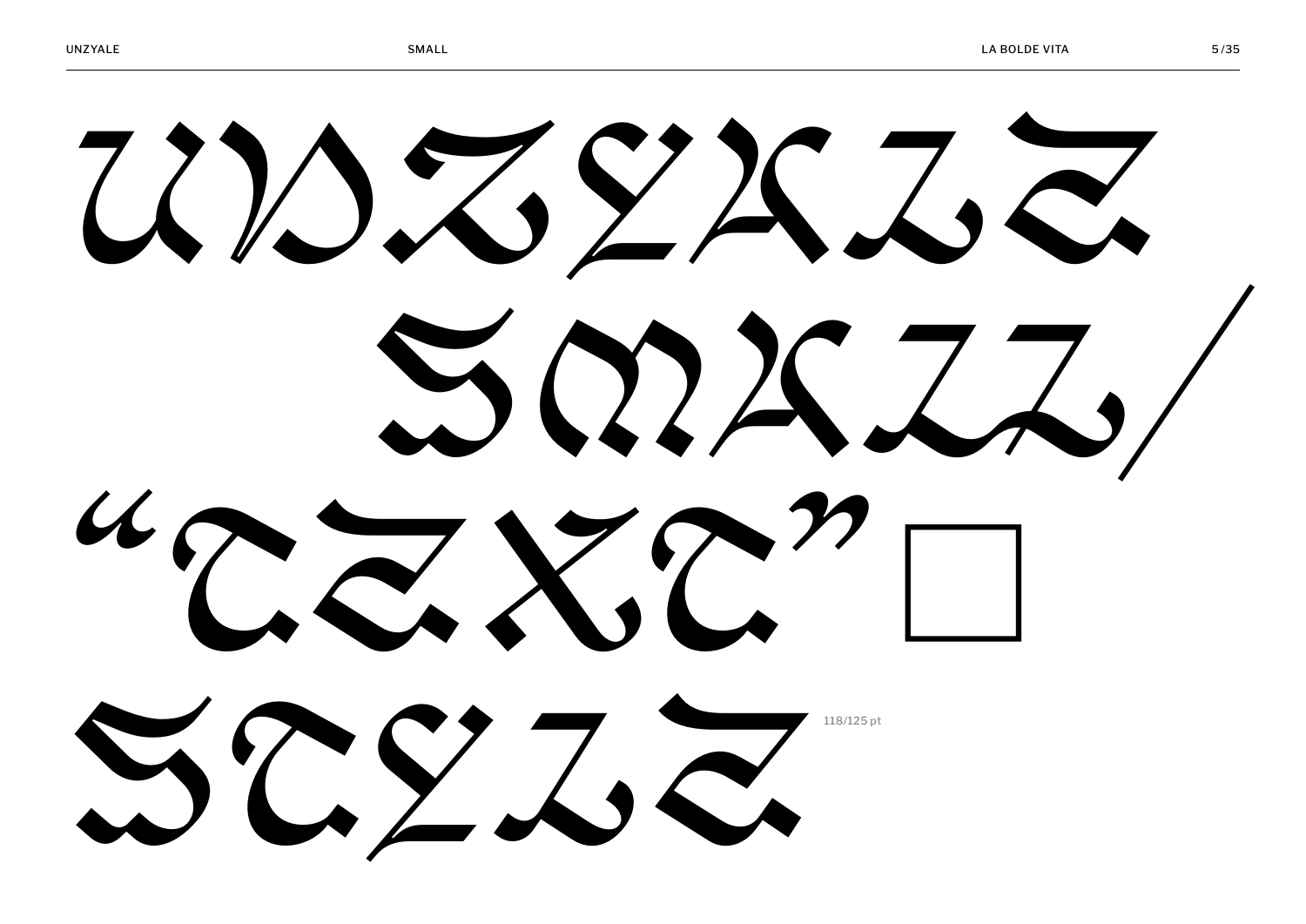UNZYALE
SMALL/
“TEXT” □
STYLE

118/125 pt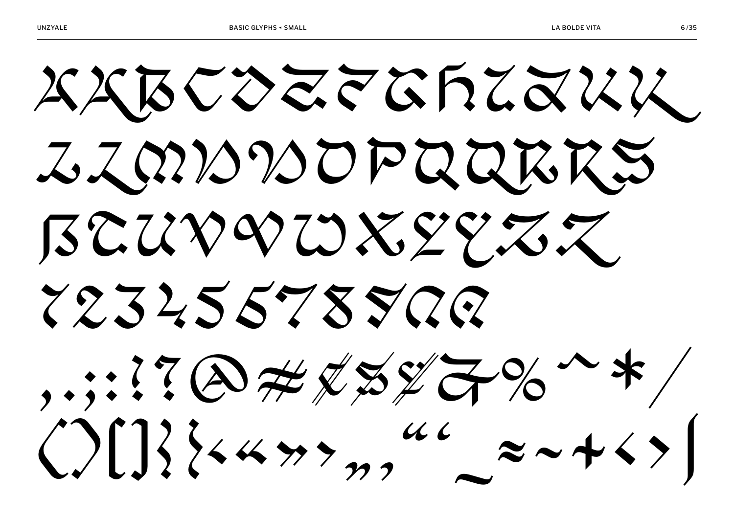AABCDEFGHIJKK

LLMNNOPQQRRS

ẞTUVVWXYYZZ

1234567890O

, . ; : ! ? @ # ¢ $ ¥ & % ^ * /

( ) [ ] { } ‹ « » › „ ‚ “ ‘ _ ≈ ~ + < > |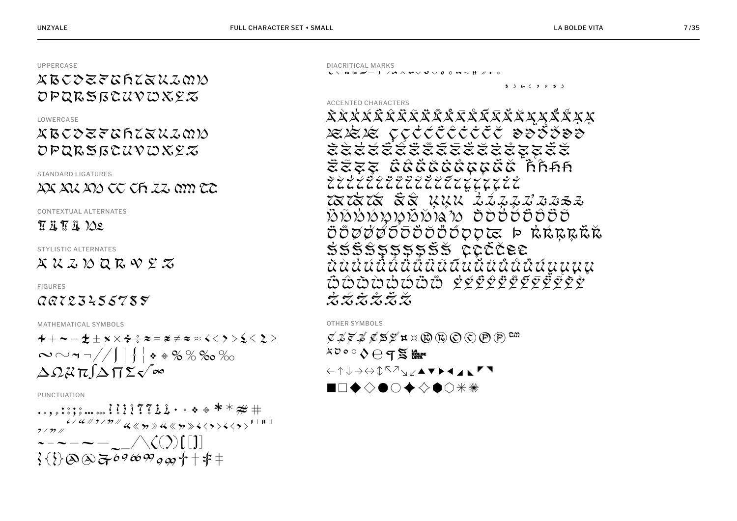UPPERCASE

ABCDEFGHIJKLMN
OPQRSẞTUVWXYZ

LOWERCASE

ABCDEFGHIJKLMN
OPQRSẞTUVWXYZ

STANDARD LIGATURES

CONTEXTUAL ALTERNATES

STYLISTIC ALTERNATES

FIGURES

0123456789

MATHEMATICAL SYMBOLS

+ + ~ − ± ± × × ÷ ÷ ≈ = ≠ ≠ ≈ ≈ < < > > ≤ ≤ ≥ ≥
∼ ∼ ¬ ¬ / / | | ¦ ¦ ◊ ◊ % % ‰ ‰
∆ Ω µ π ∫ ∆ ∏ ∑ √ ∞

PUNCTUATION

. . , , : : ; ; … … ! ! ¡ ¡ ? ? ¿ ¿ · · • • * * # #
‘ ’ “ ” ‚ ’ „ ” « « » » ‹ ‹ › › ' ' " "
‐ – — ― _ _ / \ ( ( ) ) [ [ ] ]
{ { } } @ @ & & ¶ † † ‡ ‡

DIACRITICAL MARKS

ACCENTED CHARACTERS

OTHER SYMBOLS

¢ £ ¥ € $ ¤ ¤ ® ® © © ℗ ℗ ™

← ↑ ↓ → ↔ ↕ ↖ ↗ ↘ ↙ ▲ ▼ ▶ ◀ ◢ ◣ ◤ ◥

■ □ ◆ ◇ ● ○ ✦ ✧ ⬢ ⬡ ✳ ✺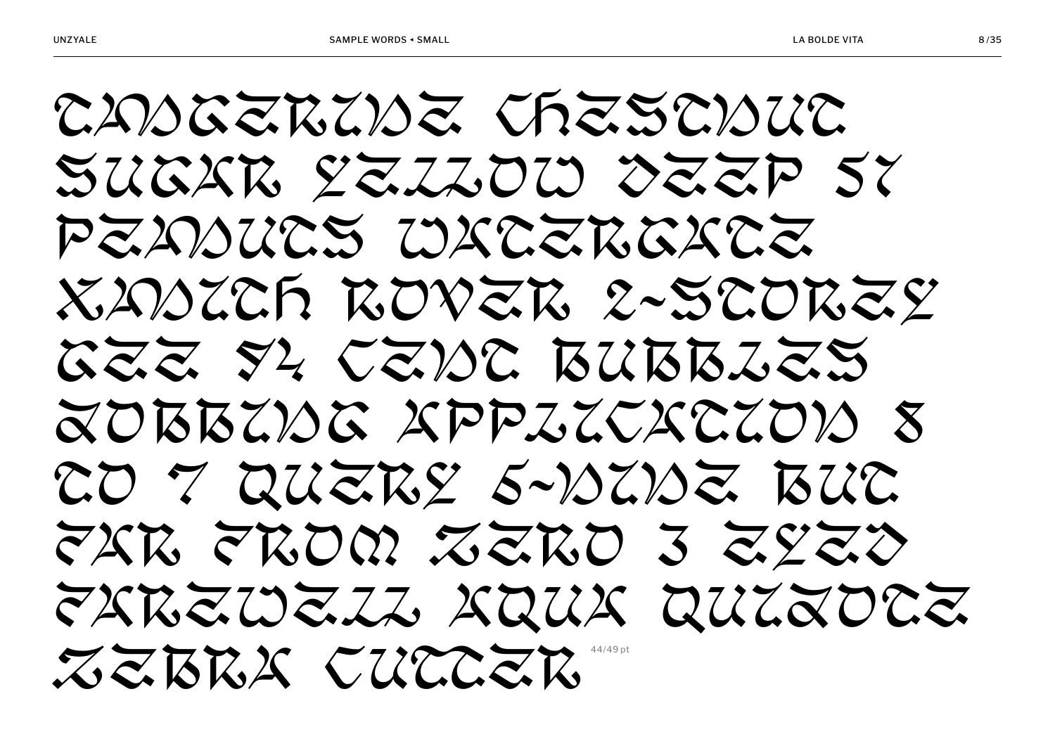TANGERINE CHESTNUT
SUGAR YELLOW DEEP 57
PEANUTS WATERGATE
XANITH ROVER 2-STOREY
GEE 94 CENT BUBBLES
JOBBING APPLICATION 8
TO 7 QUERY 6-NINE BUT
FAR FROM ZERO 3 EYED
FAREWELL AQUA QUIJOTE
ZEBRA CUTTER 44/49 pt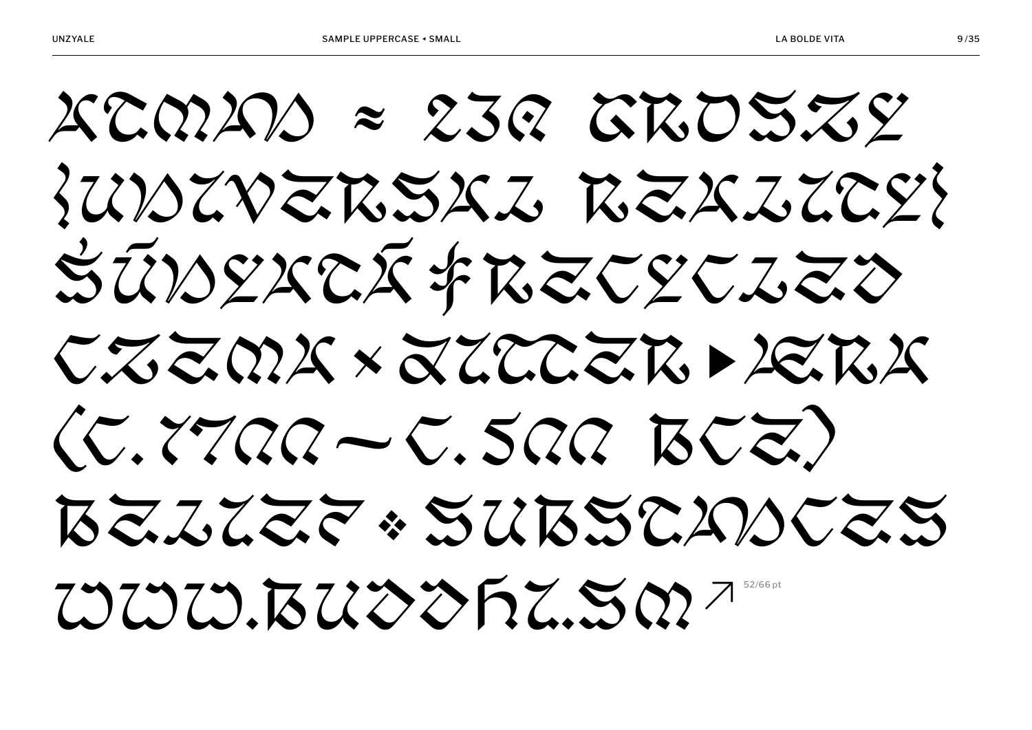ATMAN ≈ DIE GROSZE
{UNIVERSAL REALITY}
ŚŪNYATĀ ⸸ RECYCLED
CZEMA × ALTTER ▸ ÆRA
(C.1700 – C.500 BCE)
BELIEF ⁘ SUBSTANCES
WWW.BUDDHI.SM ↗

52/66 pt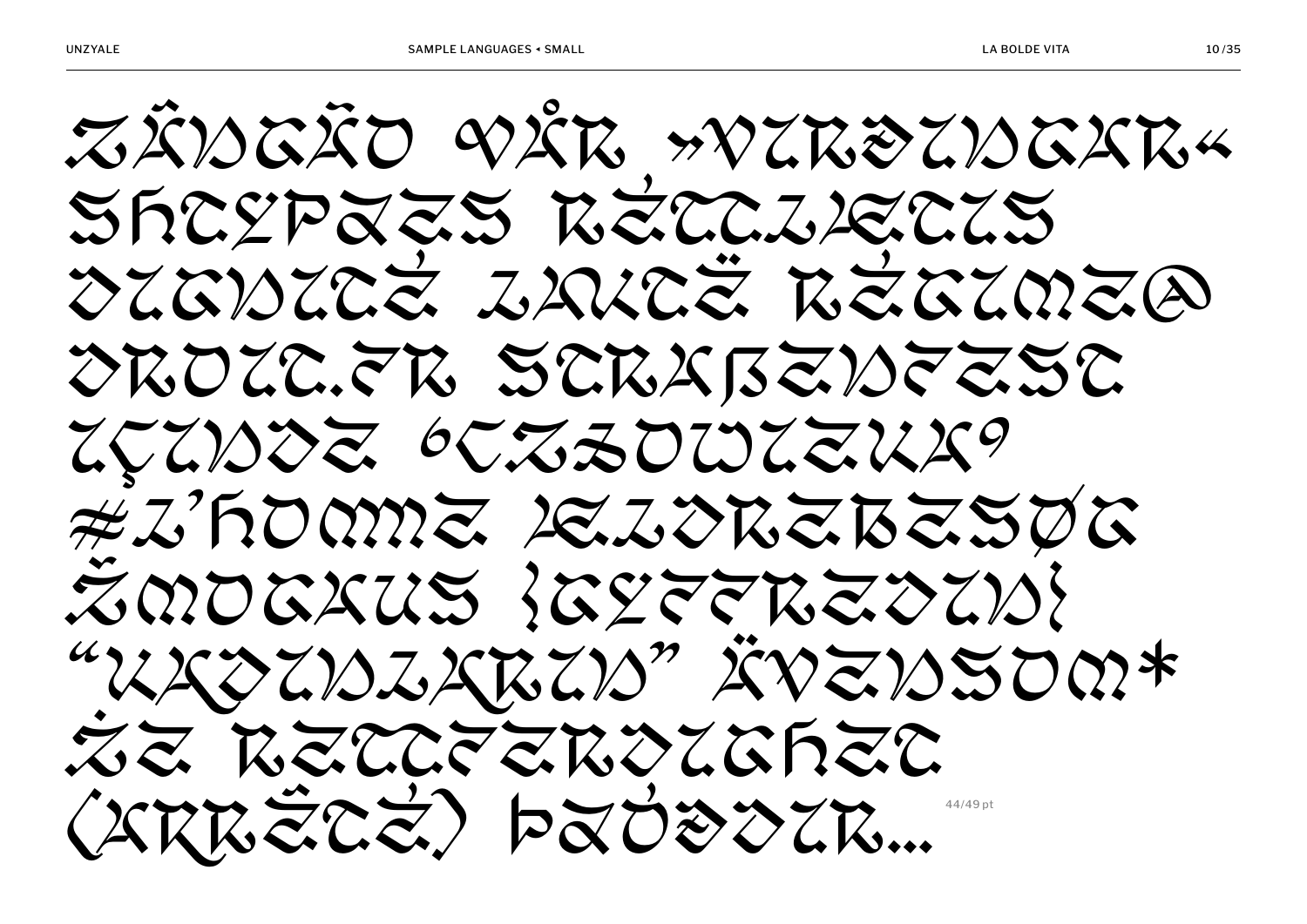ZÂNGÃO VÅR »VIRÐINGAR«
SHTEPAZES RÉTTLÆTIS
DIGNITÉ LAUTË RÉGIME@
DROIT.FR STRAßENFEST
IÇINDE ‘CZŁOWIEKA’
≠L’HOMME ÆLDREBESØG
ŽMOGAUS {GEFFREDIN}
“KADINLARIN” ÄVENSOM*
ŻE RETTFERDIGHET
(ARRÊTÉ) ÞAÓÐDIR…

44/49 pt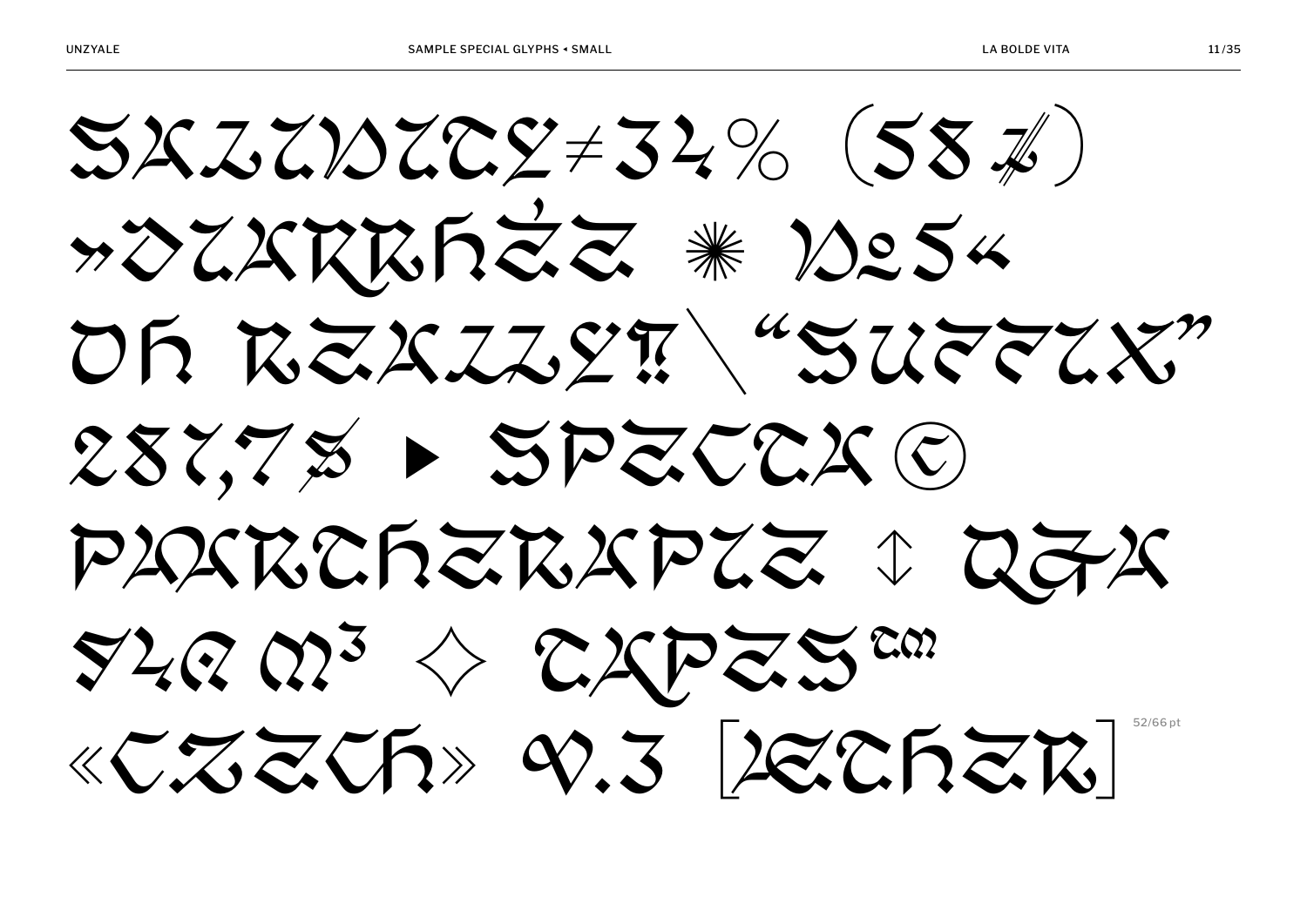SALINITY≠34% (58 ¢)

»DIARRHÉE ✳ №5«

OH REALLY‽ \ “SUFFIX”

286,7¢ ▸ SPECTA©

PMARTHERAPIE ↕ Q&A

$4@ m³ ◇ TAPES™

«CZECH» v.3 [LECHER]

52/66 pt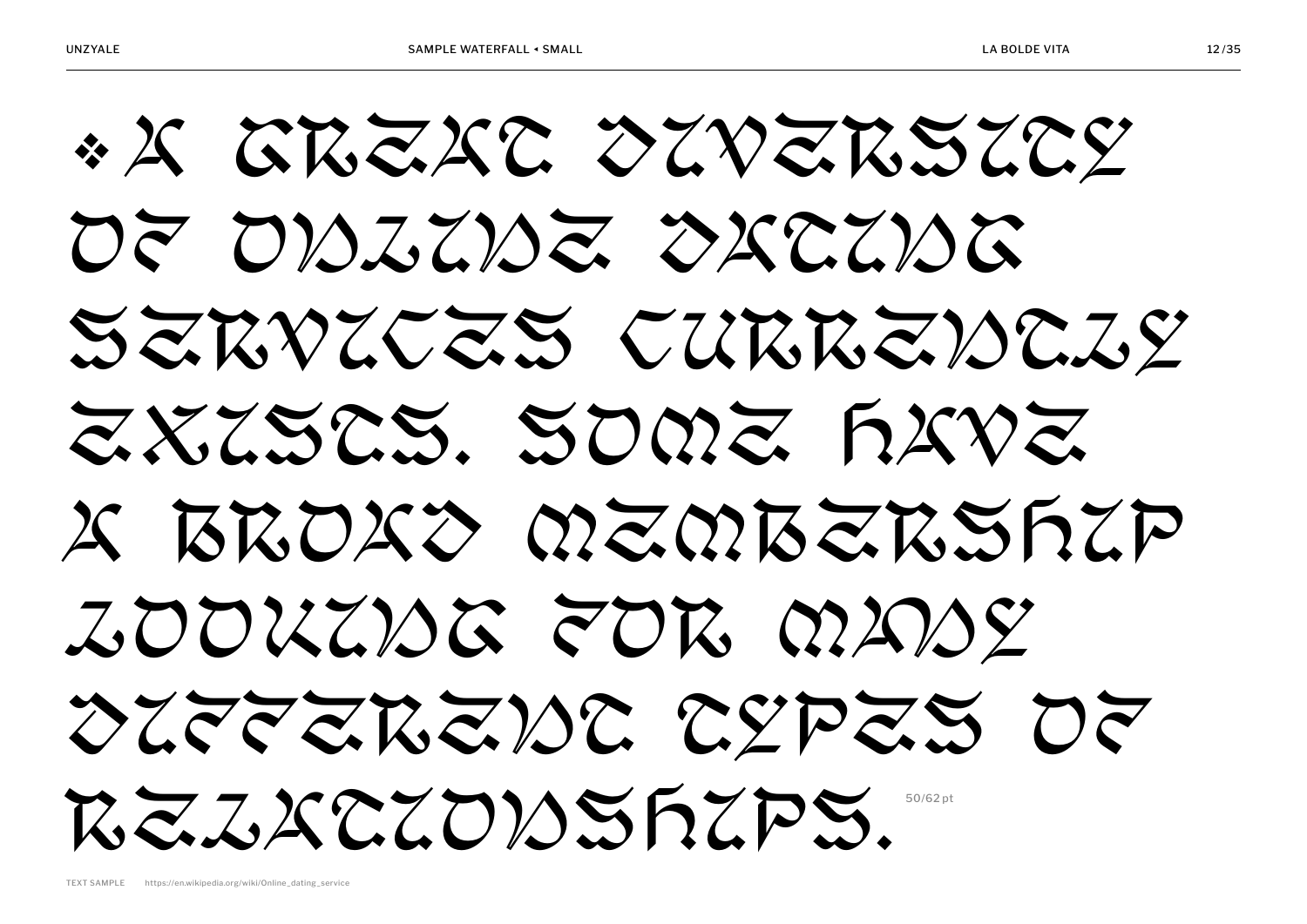❖ A GREAT DIVERSITY OF ONLINE DATING SERVICES CURRENTLY EXISTS. SOME HAVE A BROAD MEMBERSHIP LOOKING FOR MANY DIFFERENT TYPES OF RELATIONSHIPS.

50/62 pt

TEXT SAMPLE https://en.wikipedia.org/wiki/Online_dating_service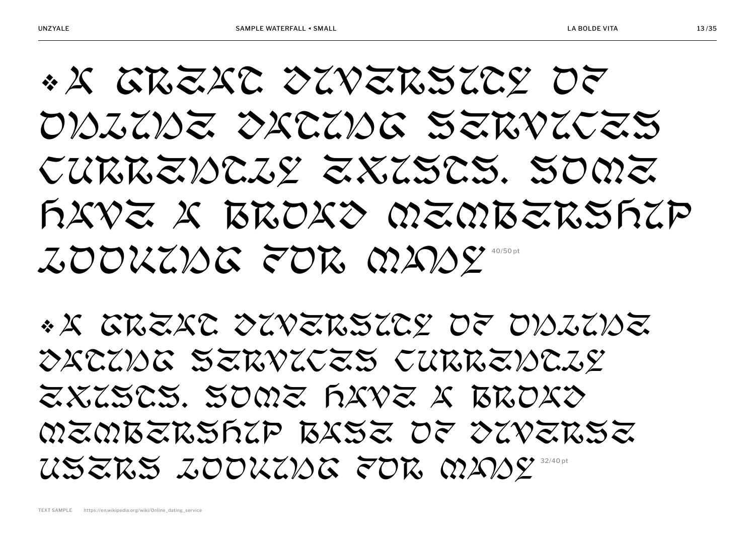❖ A GREAT DIVERSITY OF ONLINE DATING SERVICES CURRENTLY EXISTS. SOME HAVE A BROAD MEMBERSHIP LOOKING FOR MANY 40/50 pt

❖ A GREAT DIVERSITY OF ONLINE DATING SERVICES CURRENTLY EXISTS. SOME HAVE A BROAD MEMBERSHIP BASE OF DIVERSE USERS LOOKING FOR MANY 32/40 pt

TEXT SAMPLE https://en.wikipedia.org/wiki/Online_dating_service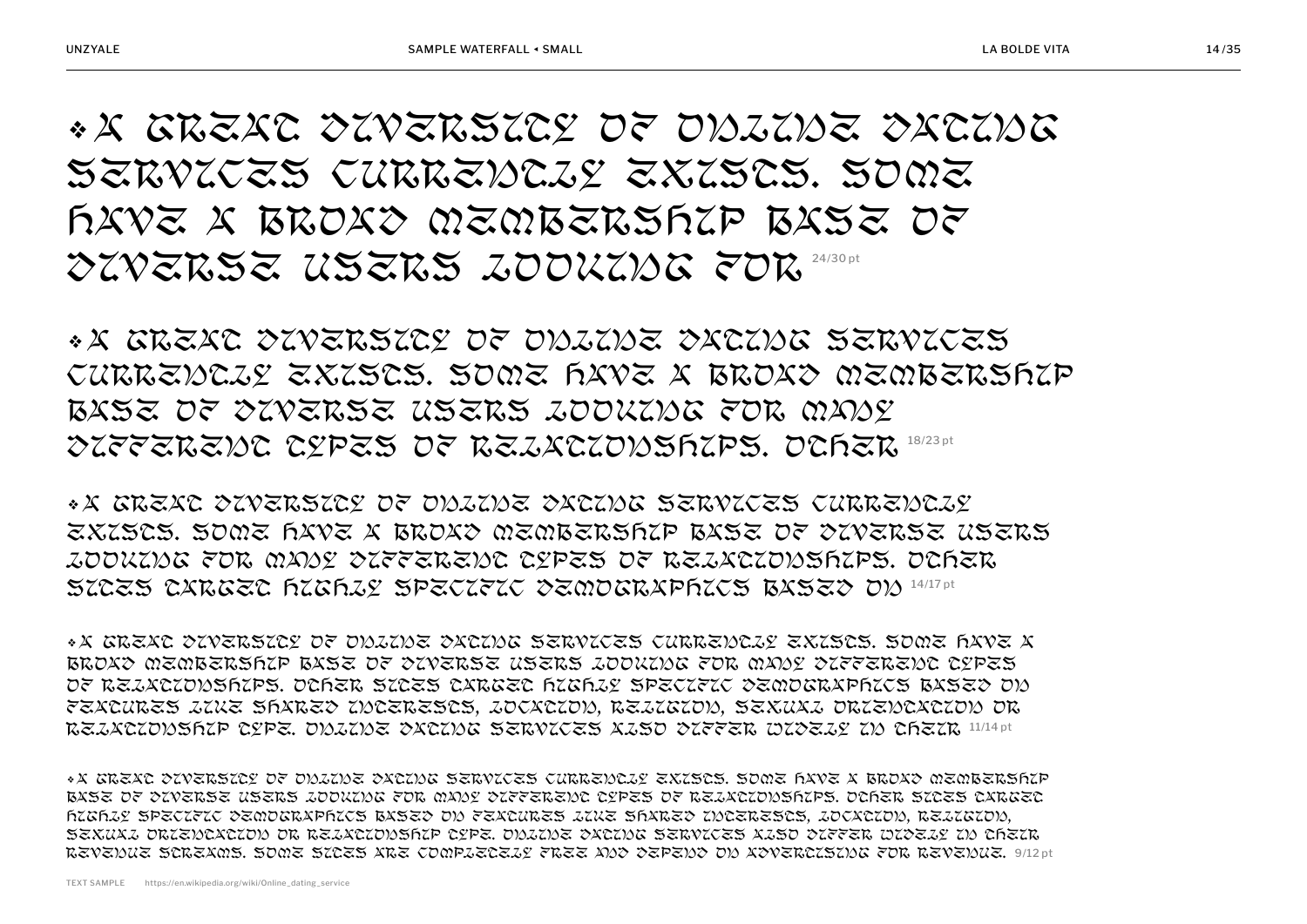❖A GREAT DIVERSITY OF ONLINE DATING SERVICES CURRENTLY EXISTS. SOME HAVE A BROAD MEMBERSHIP BASE OF DIVERSE USERS LOOKING FOR 24/30 pt

❖A GREAT DIVERSITY OF ONLINE DATING SERVICES CURRENTLY EXISTS. SOME HAVE A BROAD MEMBERSHIP BASE OF DIVERSE USERS LOOKING FOR MANY DIFFERENT TYPES OF RELATIONSHIPS. OTHER 18/23 pt

❖A GREAT DIVERSITY OF ONLINE DATING SERVICES CURRENTLY EXISTS. SOME HAVE A BROAD MEMBERSHIP BASE OF DIVERSE USERS LOOKING FOR MANY DIFFERENT TYPES OF RELATIONSHIPS. OTHER SITES TARGET HIGHLY SPECIFIC DEMOGRAPHICS BASED ON 14/17 pt

❖A GREAT DIVERSITY OF ONLINE DATING SERVICES CURRENTLY EXISTS. SOME HAVE A BROAD MEMBERSHIP BASE OF DIVERSE USERS LOOKING FOR MANY DIFFERENT TYPES OF RELATIONSHIPS. OTHER SITES TARGET HIGHLY SPECIFIC DEMOGRAPHICS BASED ON FEATURES LIKE SHARED INTERESTS, LOCATION, RELIGION, SEXUAL ORIENTATION OR RELATIONSHIP TYPE. ONLINE DATING SERVICES ALSO DIFFER WIDELY IN THEIR 11/14 pt

❖A GREAT DIVERSITY OF ONLINE DATING SERVICES CURRENTLY EXISTS. SOME HAVE A BROAD MEMBERSHIP BASE OF DIVERSE USERS LOOKING FOR MANY DIFFERENT TYPES OF RELATIONSHIPS. OTHER SITES TARGET HIGHLY SPECIFIC DEMOGRAPHICS BASED ON FEATURES LIKE SHARED INTERESTS, LOCATION, RELIGION, SEXUAL ORIENTATION OR RELATIONSHIP TYPE. ONLINE DATING SERVICES ALSO DIFFER WIDELY IN THEIR REVENUE STREAMS. SOME SITES ARE COMPLETELY FREE AND DEPEND ON ADVERTISING FOR REVENUE. 9/12 pt

TEXT SAMPLE https://en.wikipedia.org/wiki/Online_dating_service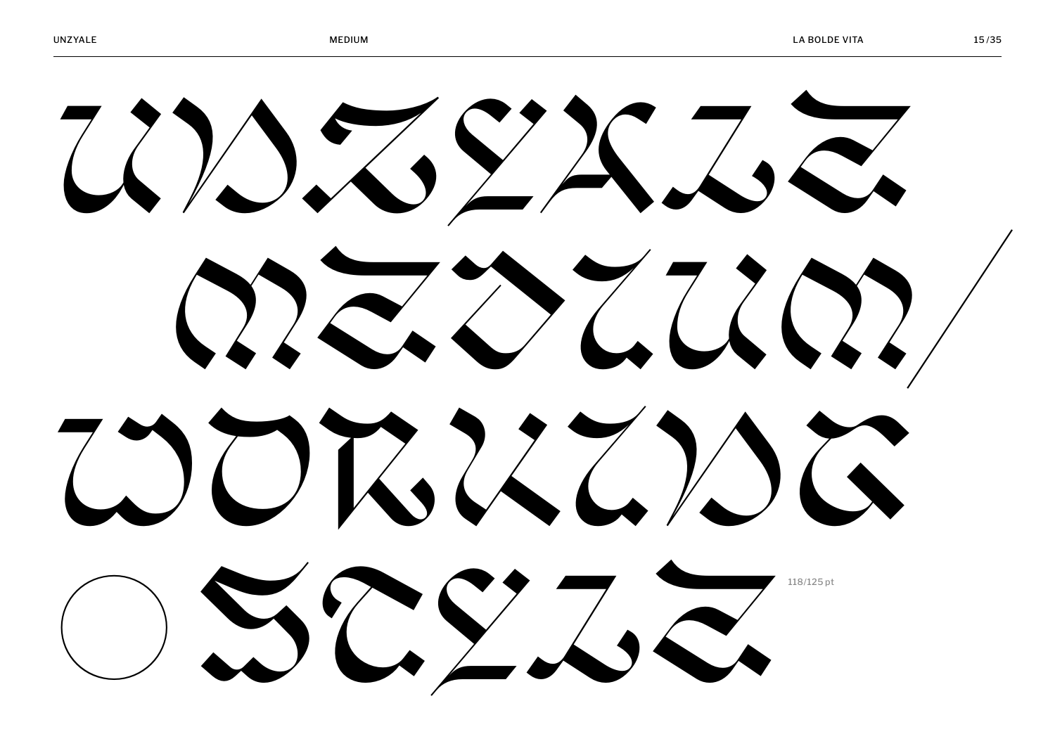UNZYALE
MEDIUM/
WORKING
○ STYLE

118/125 pt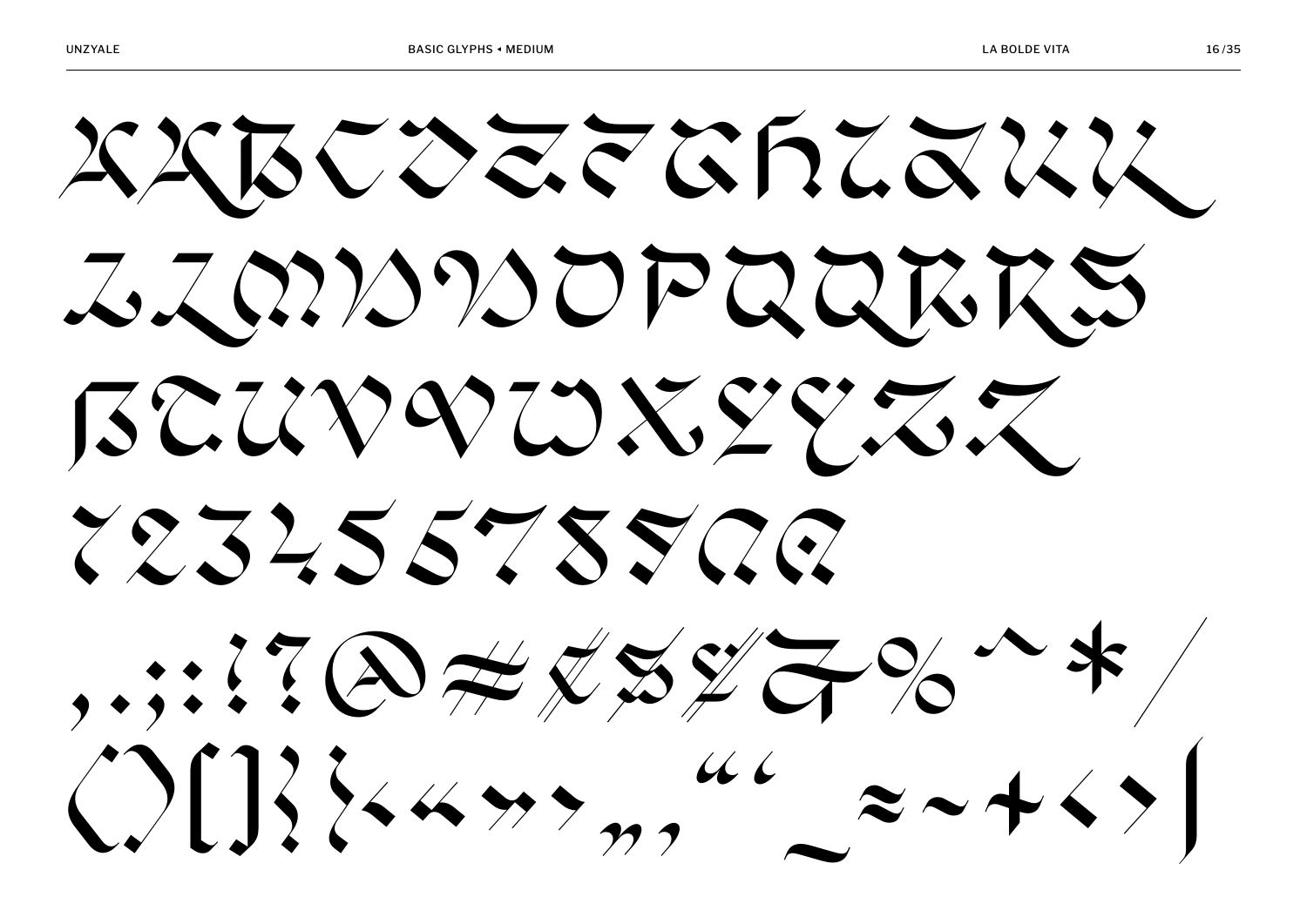AABCDEFGHIJKK

LLMNNOPQQRRS

ẞTUVVWXYYZZ

1234567890&

,.;:!?@#¢$£€%^*/

()[]{}‹«»›„‚“‘_=~+<>|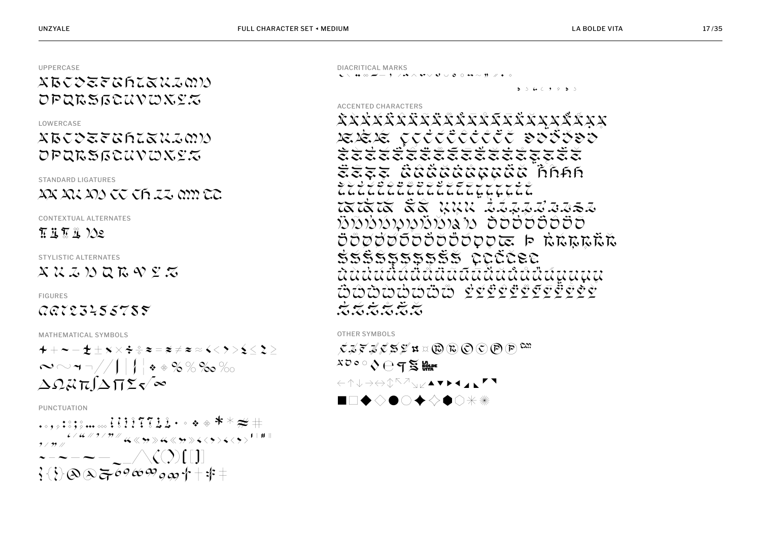## UPPERCASE

ABCDEFGHIJKLMN
OPQRSẞTUVWXYZ

## LOWERCASE

abcdefghijklmn
opqrsßtuvwxyz

## STANDARD LIGATURES

## CONTEXTUAL ALTERNATES

## STYLISTIC ALTERNATES

## FIGURES

0123456789

## MATHEMATICAL SYMBOLS

+ − ± × ÷ = ≠ ≈ < > ≤ ≥
~ ¬ / | ¦ % ‰
∆ Ω µ π ∫ ∏ ∑ √ ∞

## PUNCTUATION

. , ; : … ! ¡ ? ¿ · • * # 
‘ ’ “ ” ‚ „ « » ‹ › ' "
- – — _ / \ ( ) [ ]
{ } @ & § © ® ™ † ‡

## DIACRITICAL MARKS

## ACCENTED CHARACTERS

## OTHER SYMBOLS

¤ ® © ℗ ℠
ª º ◊ ℮ ¶ §
← ↑ ↓ → ↔ ↕ ↖ ↗ ↘ ↙ ▲ ▼ ▶ ◀ ◢ ◣ ◤ ◥
■ □ ◆ ◇ ● ○ ✦ ✧ ⬢ ⬡ ✳ ✳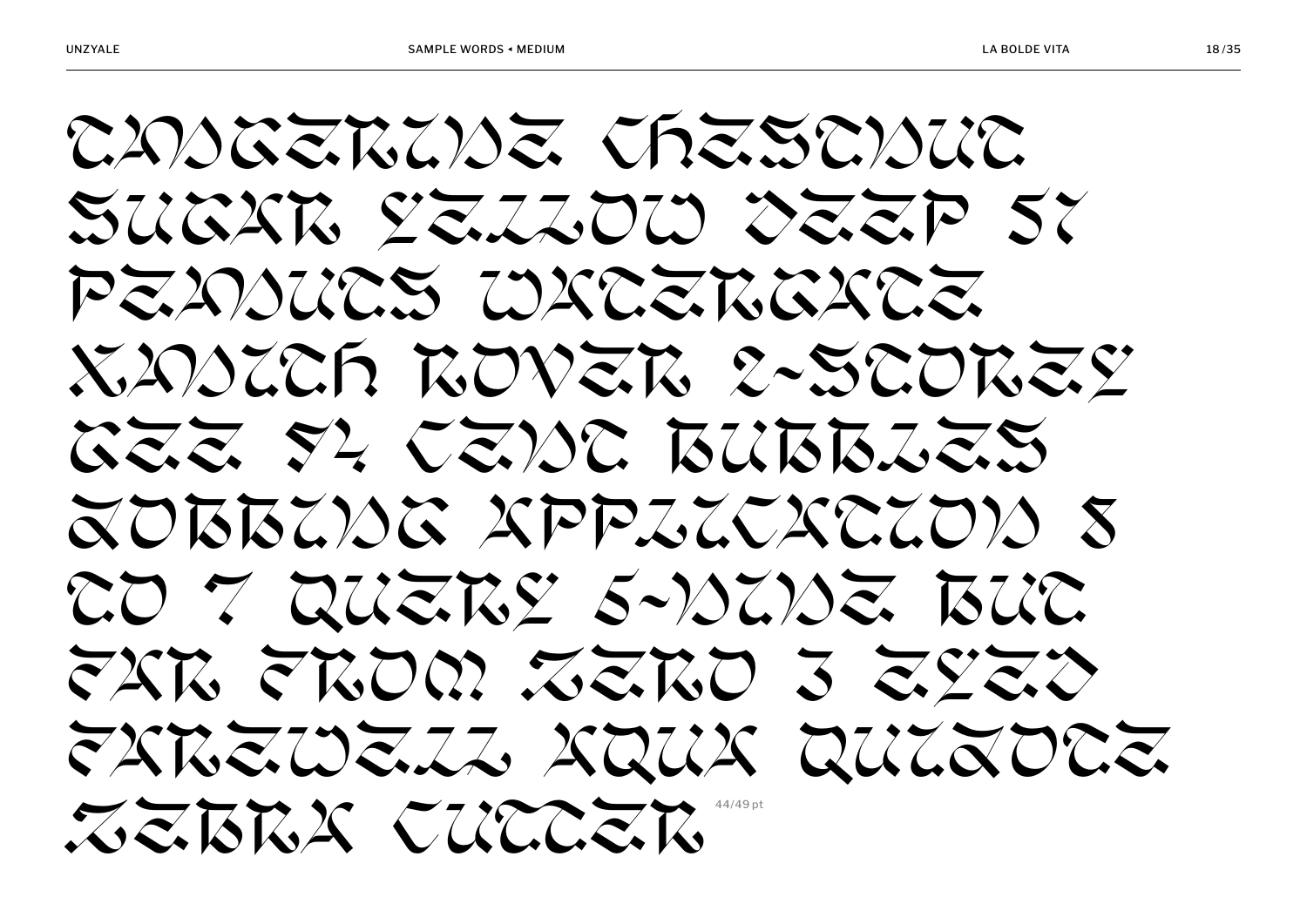TANGERINE CHESTNUT
SUGAR YELLOW DEEP 57
PEANUTS WATERGATE
XANITH ROVER 2-STOREY
GEE 94 CENT BUBBLES
JOBBING APPLICATION 8
TO 7 QUERY 5-NINE BUT
FAR FROM ZERO 3 EYED
FAREWELL AQUA QUIJOTE
ZEBRA CUTTER

44/49 pt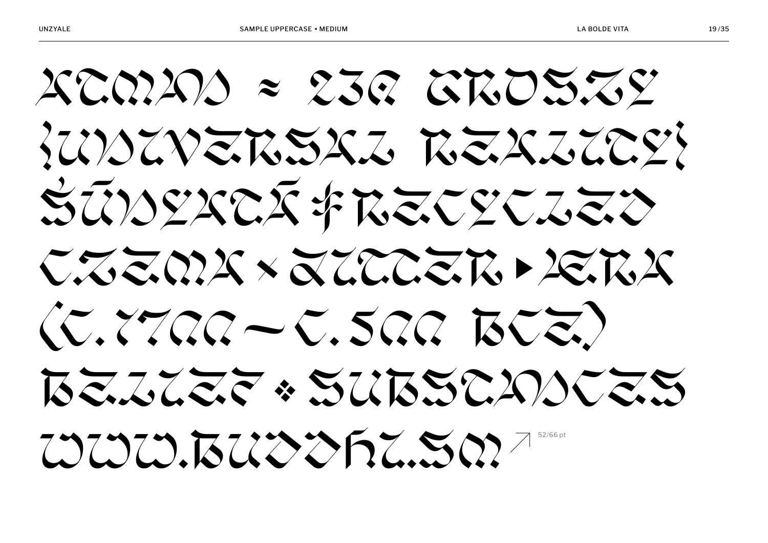XTMAS ≈ 23€ GROSZY

{UNIVERSAL REALITY}

ŚŪNYATĀ ‡ RECYCLED

CZEMA × GUTTER ▸ XERA

(C. 1700 – C. 500 BCE)

BELIEF ⁘ SUBSTANCES

WWW.BUDDHI.SM ↗ 52/66 pt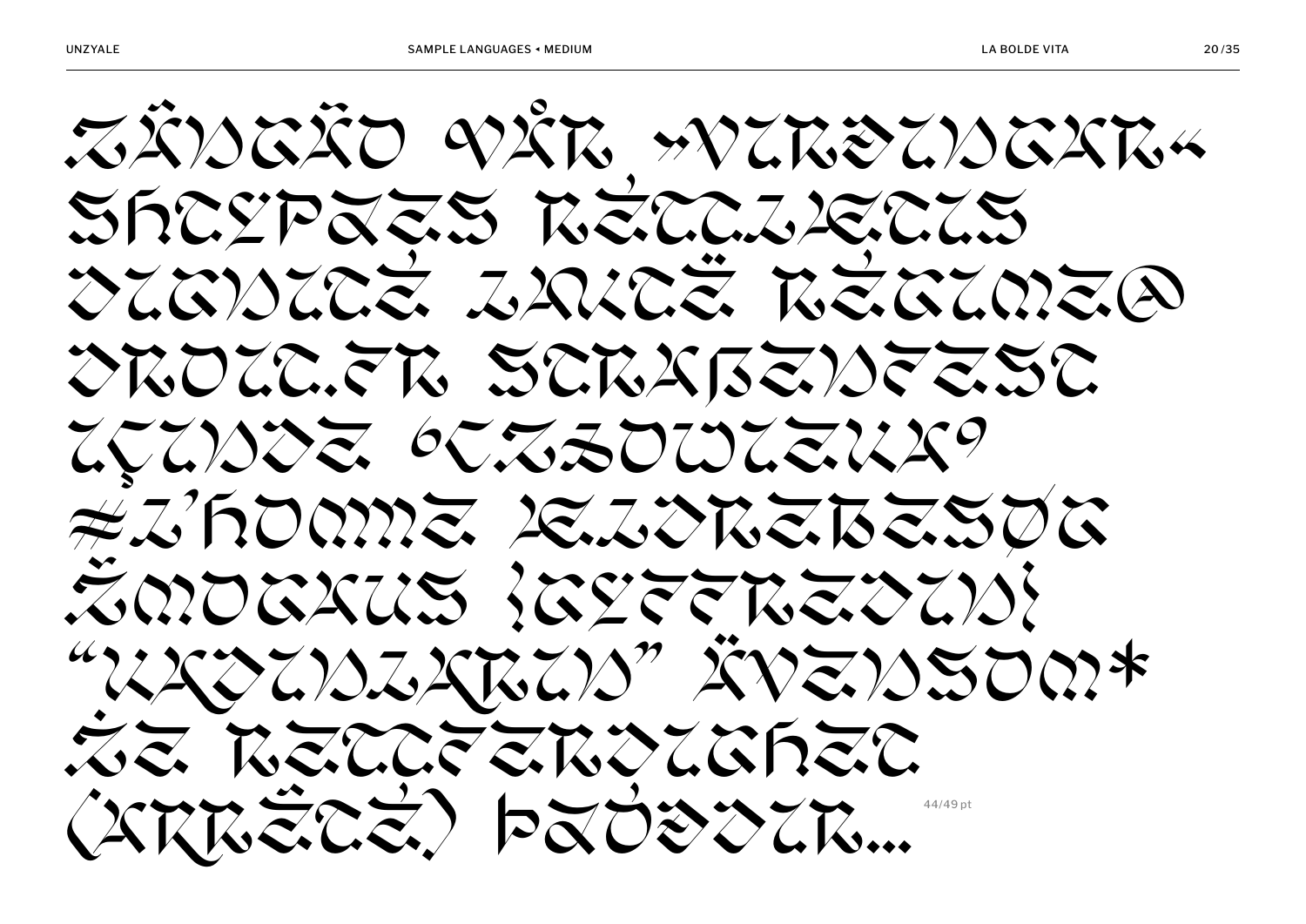ZÂNGÃO VÅR »VIRÐINGAR«
SHTYPAÈES RÈTTIVETIS
DIGNITÉ LAÏCTÉ RÉGIME@
DROIT.FR STRAßENFEST
IÇINDE ‘CZŁOWIEKA’
≠L’HOMME ÆLDREBESØG
ŽMOGAUS {GEFFREDIN}
“KADINLARIN” ÄVENSOM*
ŻE RETTFERDIGHET
(ARRÊTÉ) ÞAÓÐDIR…

44/49 pt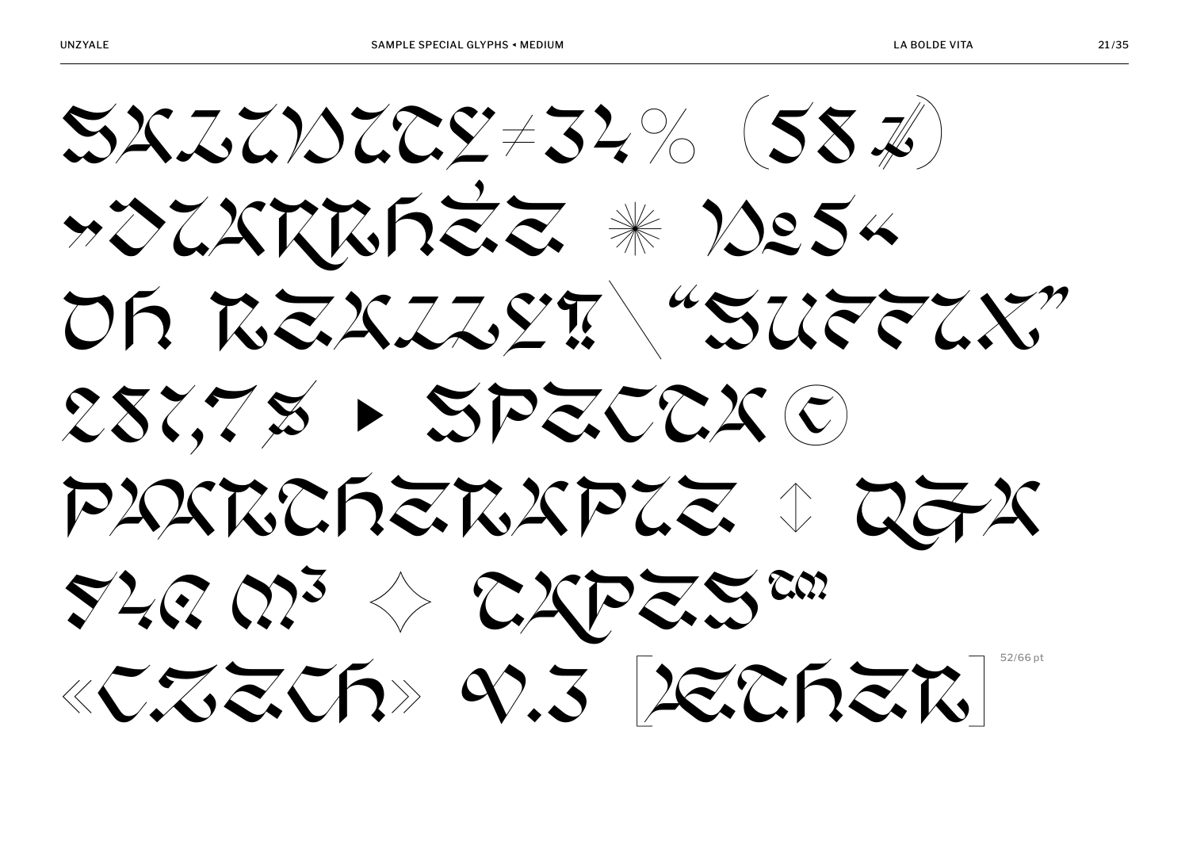SALTWATER≠34% (58 ₤)

»DIARRHÉE ✳ №5«

OH REALLY‼ \ “SUFFIX”

281,7 $ ▸ SPECTA ©

PHARCHERAPIE ↕ QFA

F4Q m³ ◇ TAPES™

«CZECH» V.3 [LECHER]

52/66 pt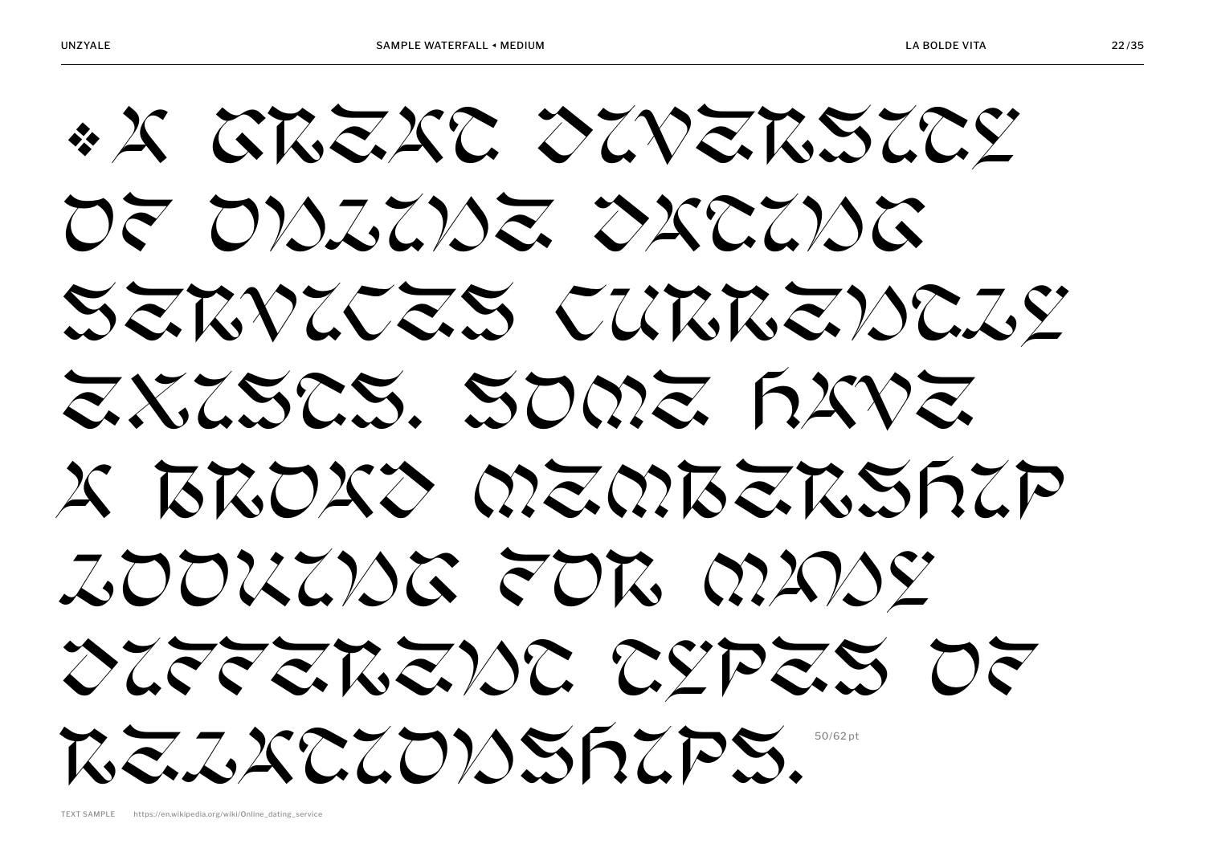❖ A GREAT DIVERSITY OF ONLINE DATING SERVICES CURRENTLY EXISTS. SOME HAVE A BROAD MEMBERSHIP LOOKING FOR MANY DIFFERENT TYPES OF RELATIONSHIPS.

50/62 pt

TEXT SAMPLE https://en.wikipedia.org/wiki/Online_dating_service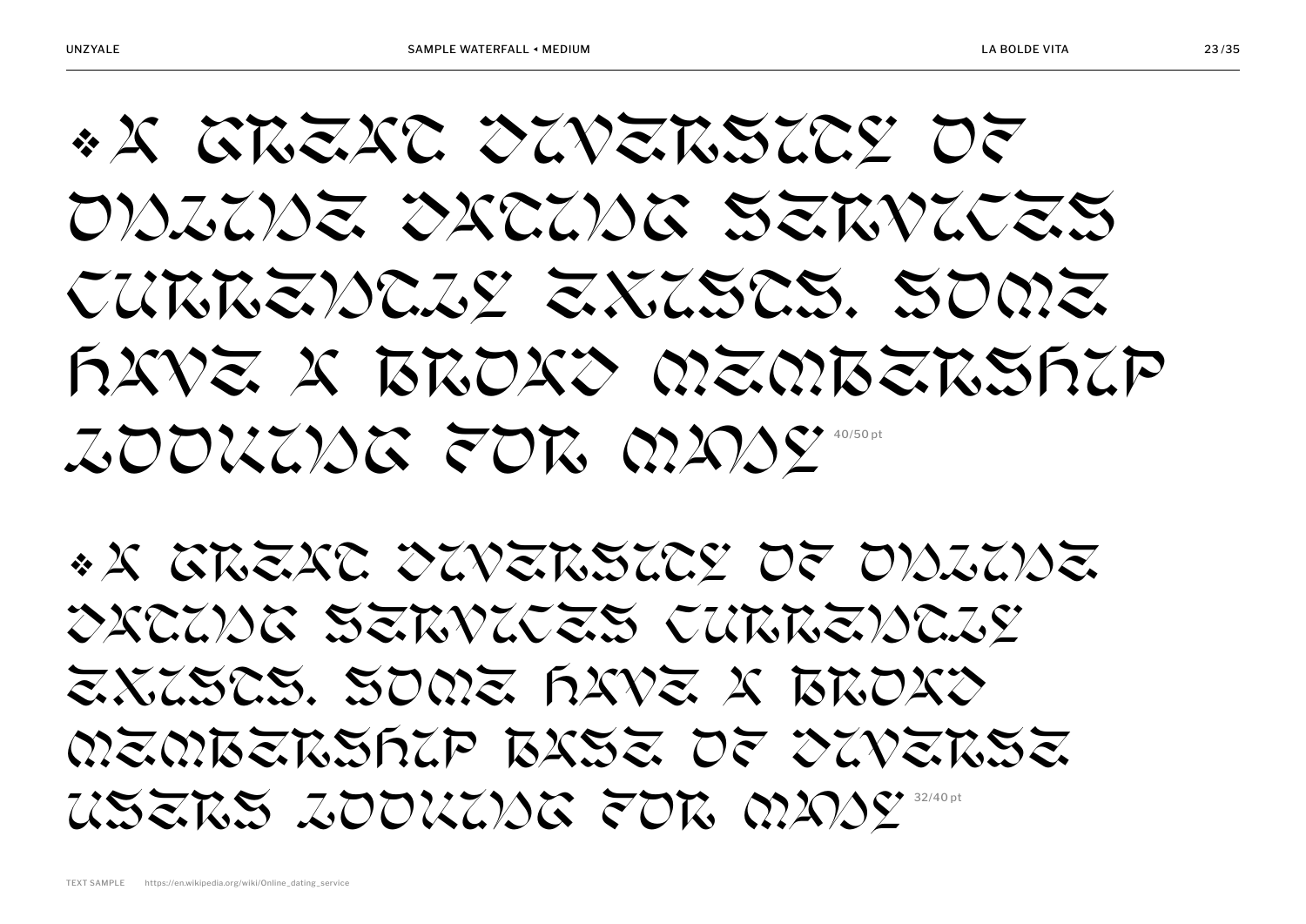❖A GREAT DIVERSITY OF ONLINE DATING SERVICES CURRENTLY EXISTS. SOME HAVE A BROAD MEMBERSHIP LOOKING FOR MANY 40/50 pt

❖A GREAT DIVERSITY OF ONLINE DATING SERVICES CURRENTLY EXISTS. SOME HAVE A BROAD MEMBERSHIP BASE OF DIVERSE USERS LOOKING FOR MANY 32/40 pt

TEXT SAMPLE https://en.wikipedia.org/wiki/Online_dating_service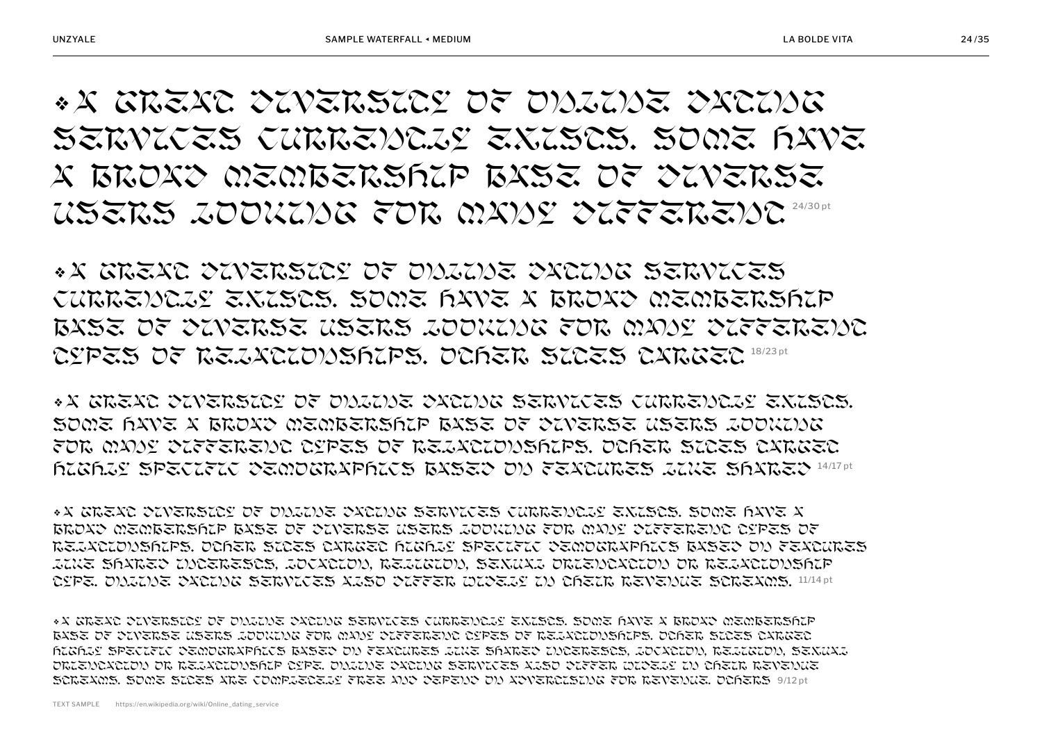❖A GREAT DIVERSITY OF ONLINE DATING SERVICES CURRENTLY EXISTS. SOME HAVE A BROAD MEMBERSHIP BASE OF DIVERSE USERS LOOKING FOR MANY DIFFERENT 24/30 pt

❖A GREAT DIVERSITY OF ONLINE DATING SERVICES CURRENTLY EXISTS. SOME HAVE A BROAD MEMBERSHIP BASE OF DIVERSE USERS LOOKING FOR MANY DIFFERENT TYPES OF RELATIONSHIPS. OTHER SITES TARGET 18/23 pt

❖A GREAT DIVERSITY OF ONLINE DATING SERVICES CURRENTLY EXISTS. SOME HAVE A BROAD MEMBERSHIP BASE OF DIVERSE USERS LOOKING FOR MANY DIFFERENT TYPES OF RELATIONSHIPS. OTHER SITES TARGET HIGHLY SPECIFIC DEMOGRAPHICS BASED ON FEATURES LIKE SHARED 14/17 pt

❖A GREAT DIVERSITY OF ONLINE DATING SERVICES CURRENTLY EXISTS. SOME HAVE A BROAD MEMBERSHIP BASE OF DIVERSE USERS LOOKING FOR MANY DIFFERENT TYPES OF RELATIONSHIPS. OTHER SITES TARGET HIGHLY SPECIFIC DEMOGRAPHICS BASED ON FEATURES LIKE SHARED INTERESTS, LOCATION, RELIGION, SEXUAL ORIENTATION OR RELATIONSHIP TYPE. ONLINE DATING SERVICES ALSO DIFFER WIDELY IN THEIR REVENUE STREAMS. 11/14 pt

❖A GREAT DIVERSITY OF ONLINE DATING SERVICES CURRENTLY EXISTS. SOME HAVE A BROAD MEMBERSHIP BASE OF DIVERSE USERS LOOKING FOR MANY DIFFERENT TYPES OF RELATIONSHIPS. OTHER SITES TARGET HIGHLY SPECIFIC DEMOGRAPHICS BASED ON FEATURES LIKE SHARED INTERESTS, LOCATION, RELIGION, SEXUAL ORIENTATION OR RELATIONSHIP TYPE. ONLINE DATING SERVICES ALSO DIFFER WIDELY IN THEIR REVENUE STREAMS. SOME SITES ARE COMPLETELY FREE AND DEPEND ON ADVERTISING FOR REVENUE. OTHERS 9/12 pt

TEXT SAMPLE https://en.wikipedia.org/wiki/Online_dating_service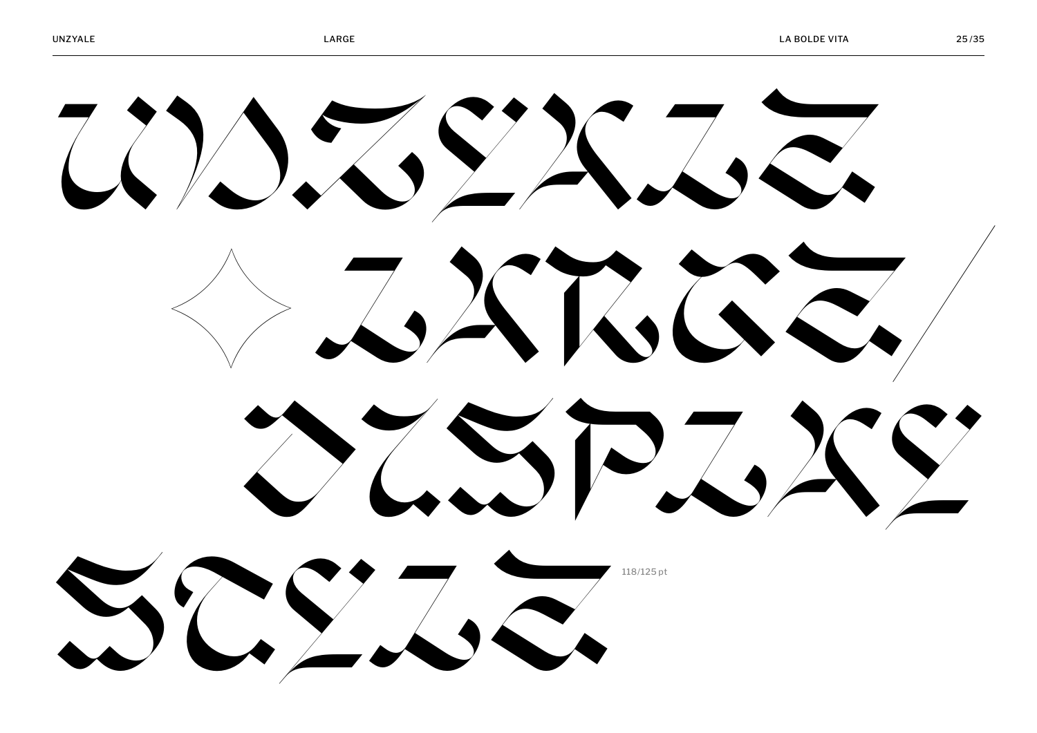UNZYALE ✧ LARGE/ DISPLAY SIZE

118/125 pt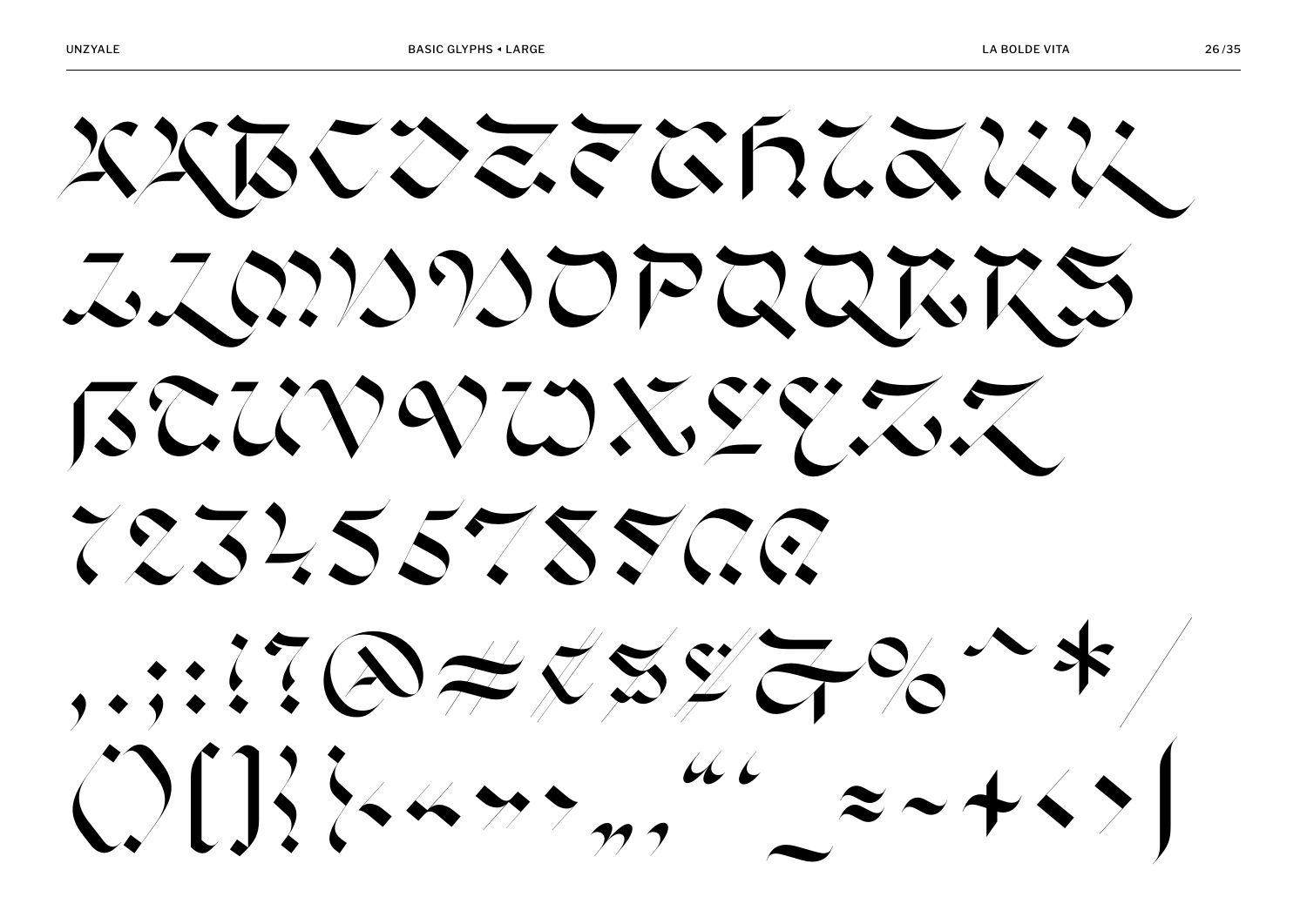AABCDEFGHIJKK

LLMNNOPQQRRS

ßTUVVWXYYZZ

1234567890

,.;:!?@#€$£&%^*/

()[]{}-–—„‚“‘_=~+<>|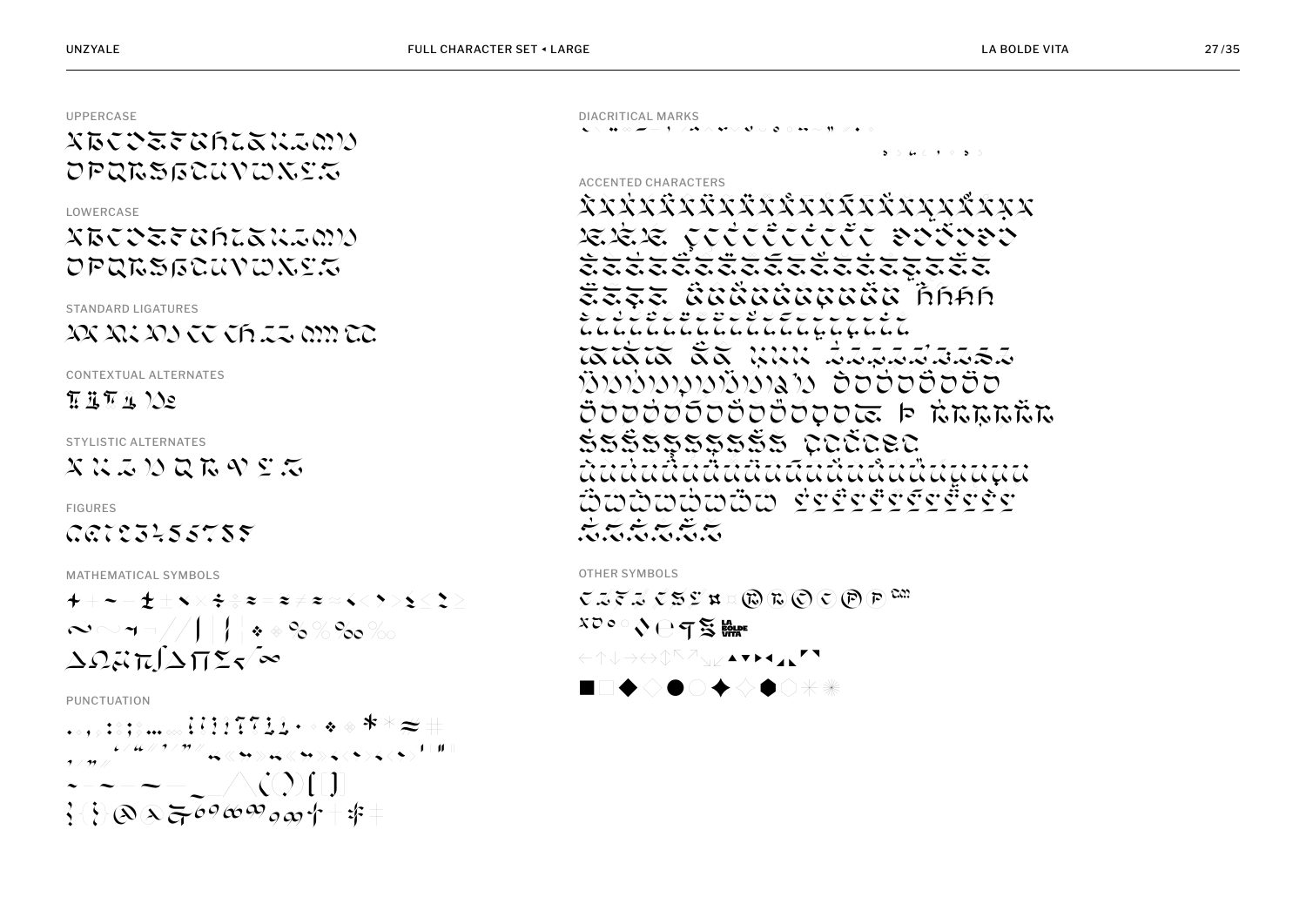## UPPERCASE

ABCDEFGHIJKLMN
OPQRSẞTUVWXYZ

## LOWERCASE

abcdefghijklmn
opqrsßtuvwxyz

## STANDARD LIGATURES

## CONTEXTUAL ALTERNATES

## STYLISTIC ALTERNATES

## FIGURES

0123456789

## MATHEMATICAL SYMBOLS

+ − ± × ÷ = ≠ ≈ < > ≤ ≥
~ ¬ / | ¦ ◊ % ‰
∆ Ω ∏ π ∫ ∑ √ ∞

## PUNCTUATION

## DIACRITICAL MARKS

## ACCENTED CHARACTERS

## OTHER SYMBOLS

® © ℗

← ↑ ↓ → ↔ ↕ ↖ ↗ ↘ ↙ ▲ ▼ ▶ ◀

■ □ ◆ ◇ ● ○ ✦ ✧ ⬢ ⬡ ✳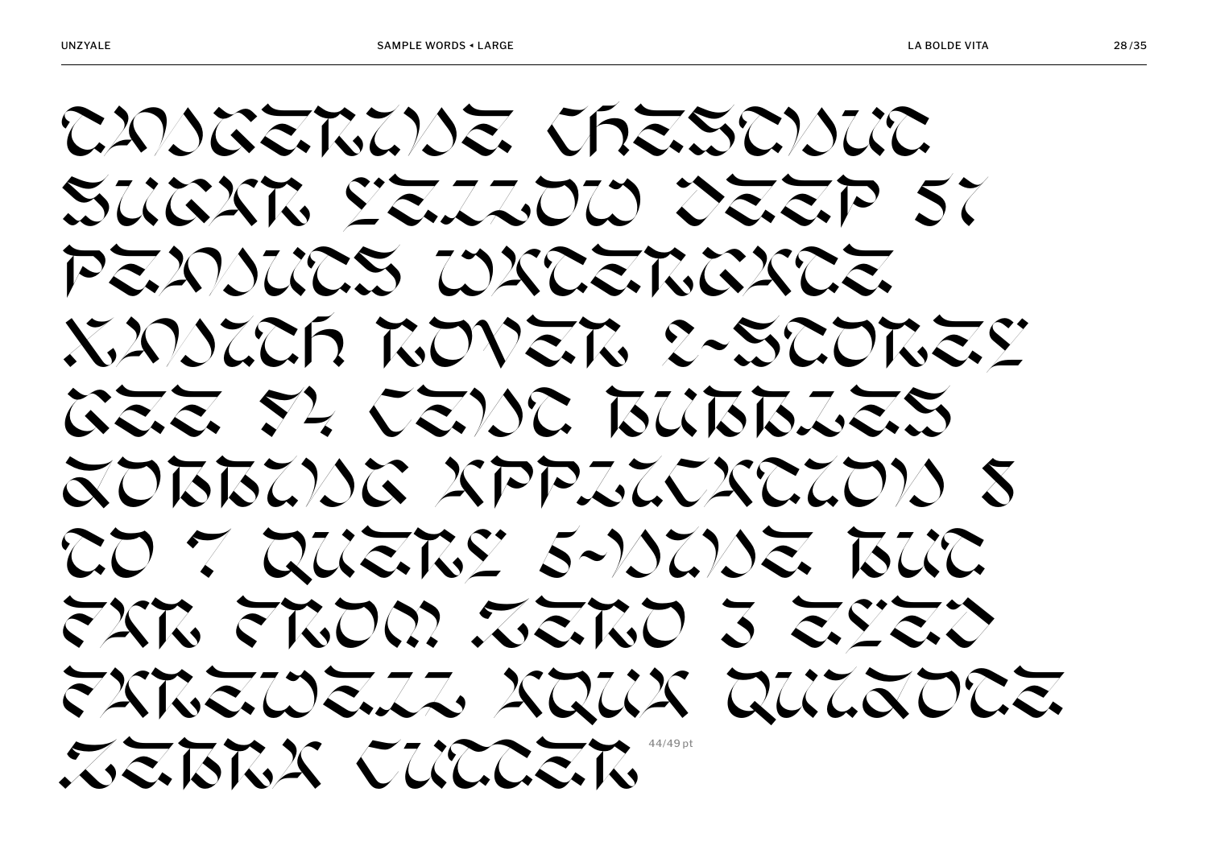TANGERINE CHESTNUT
SUGAR YELLOW DEEP 57
PEANUTS WATERGATE
XANITH ROVER Y-STOREY
GEE 54 CENT BUBBLES
JOBBING APPLICATION 8
TO 7 QUERY 6-NINE BUT
FAR FROM ZERO 3 ZEYED
FAREWELL AQUA QUIJOTE
ZEBRA CUTTER

44/49 pt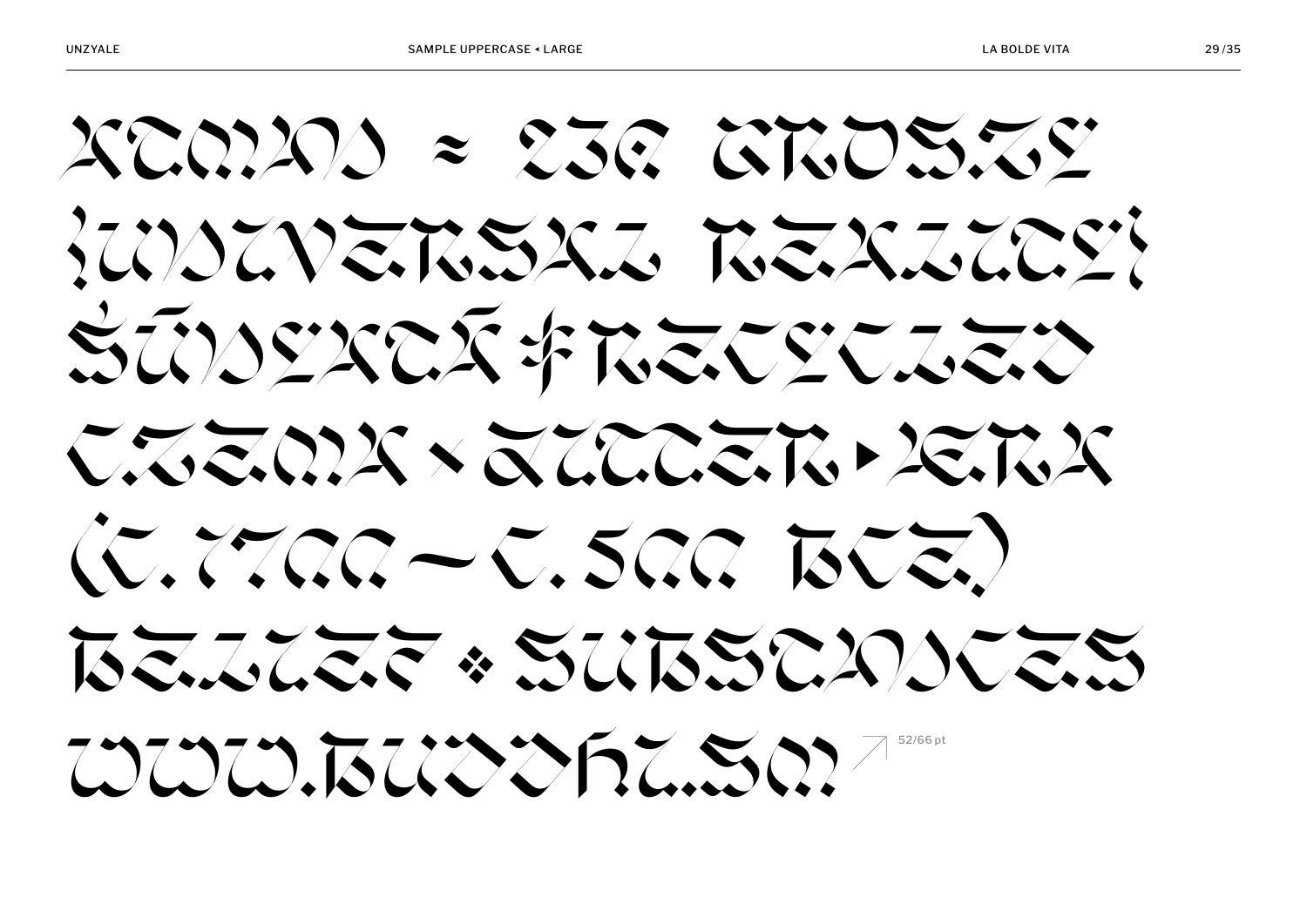ATMAN ≈ DIE GROSZE

{UNIVERSAL REALITY}

ŚŪNYATĀ ‡ RECYCLED

CZEMA ‹ BUTTER ▸ YERA

(C. 1700 – C. 500 BCE)

BELIEF ⁘ SUBSTANCES

WWW.BUDDHISM

52/66 pt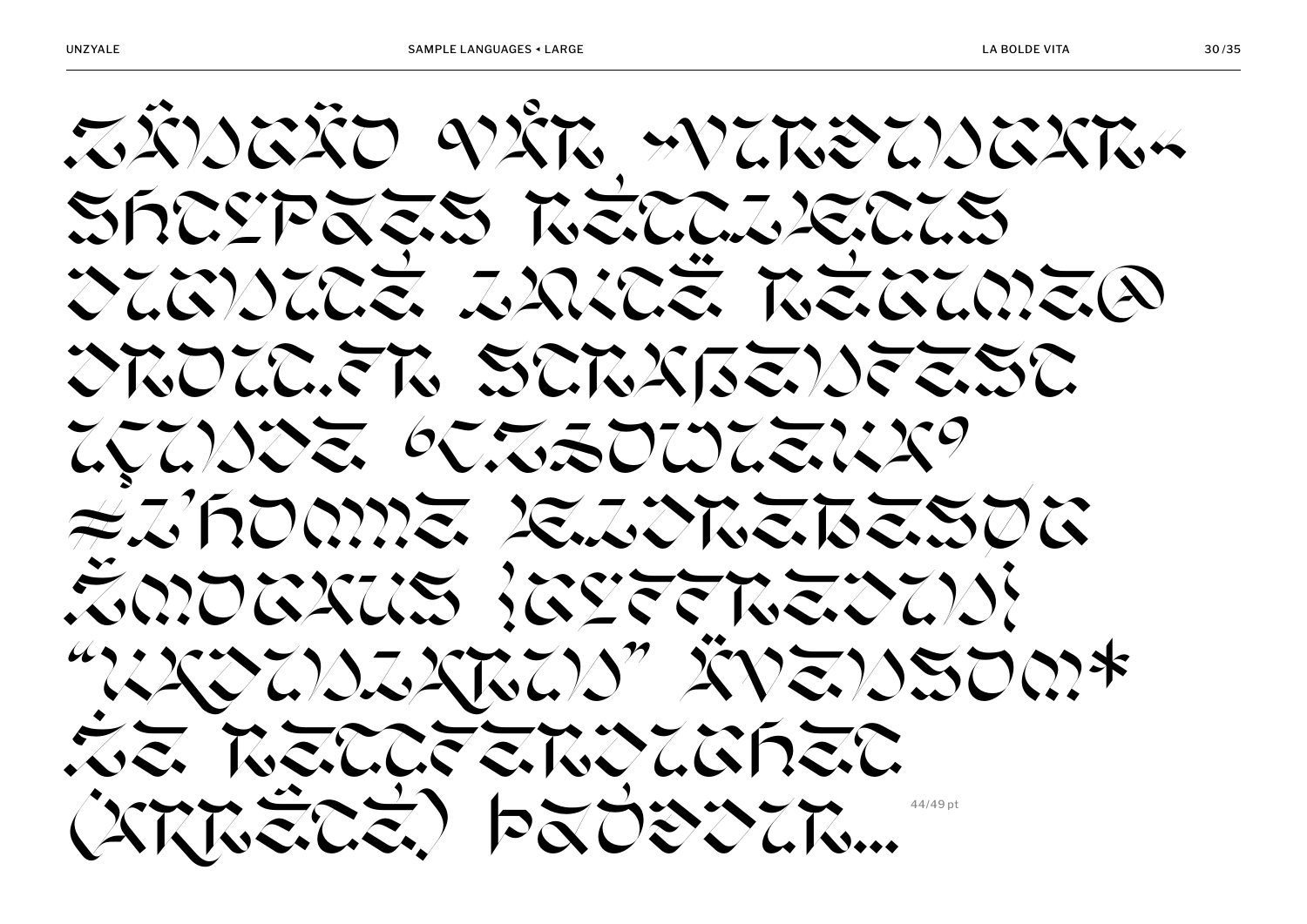ZÄNGÄD VÅR -NUREDDINGAN-
SHTEPAES RĖTTAJETTS
DIGNITÉ ZAITÉ RÉGIME@
DROIT.FR STRAßENFEST
UÇUNDE 6CZŁOWIEKA?
≈L'HOMME KEZDRETBESDG
ŽMOGAUS {GEFFREDUN}
“HADUNZARUN” ÄVENSOM*
ŻE RETTFERDIGHET
(ARRÊTÉ) ÞADDITR...

44/49 pt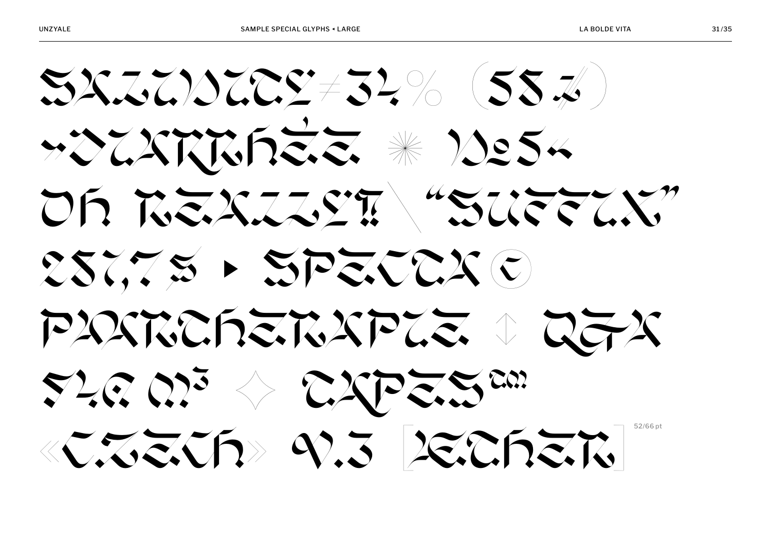SALUBRITÉ ≠ 34% (55 ≉)

→QUARTRHÉE ✳ №5←

OH REALLY!? \ "SUFFIX"

2817,7 $ ▸ SPECTRA ©

PORTRAITAIRE ↕ QGA

$4€ m³ ◇ TYPES™

«CZECH» V.3 [ARCHER]

52/66 pt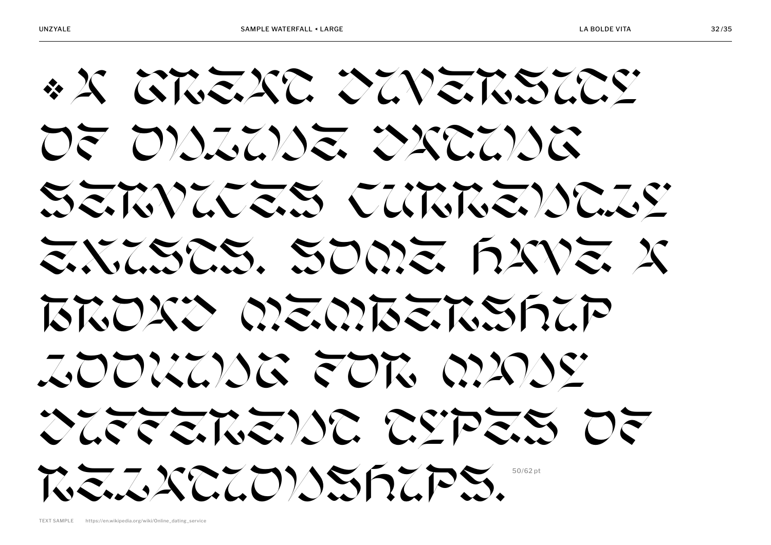❖ A GREAT DIVERSITY OF ONLINE DATING SERVICES CURRENTLY EXISTS. SOME HAVE A BROAD MEMBERSHIP LOOKING FOR MANY DIFFERENT TYPES OF RELATIONSHIPS.

50/62 pt

TEXT SAMPLE https://en.wikipedia.org/wiki/Online_dating_service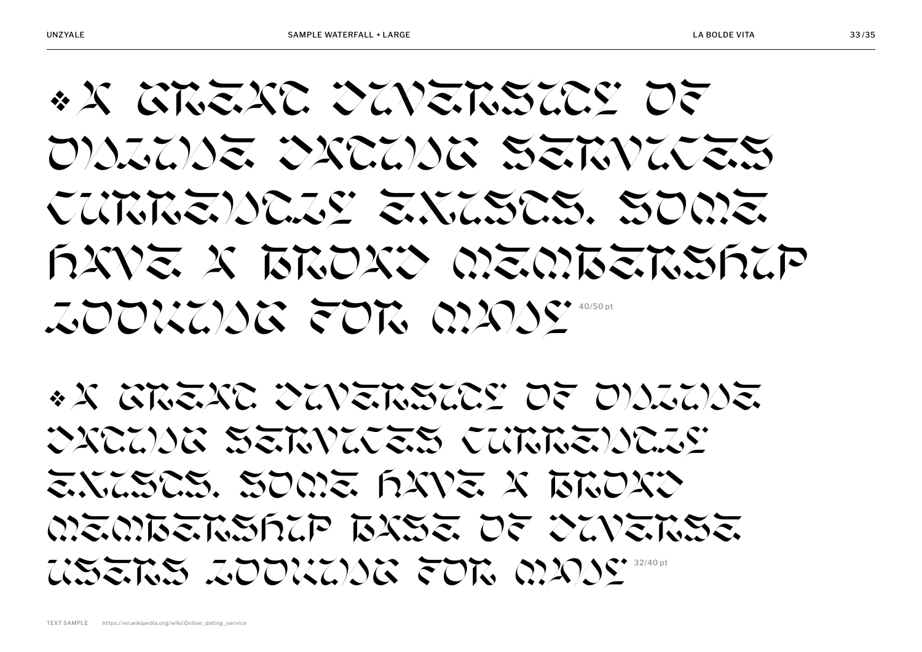❖ A GREAT DIVERSITY OF ONLINE DATING SERVICES CURRENTLY EXISTS. SOME HAVE A BROAD MEMBERSHIP LOOKING FOR MANY 40/50 pt

❖ A GREAT DIVERSITY OF ONLINE DATING SERVICES CURRENTLY EXISTS. SOME HAVE A BROAD MEMBERSHIP BASE OF DIVERSE USERS LOOKING FOR MANY 32/40 pt

TEXT SAMPLE https://en.wikipedia.org/wiki/Online_dating_service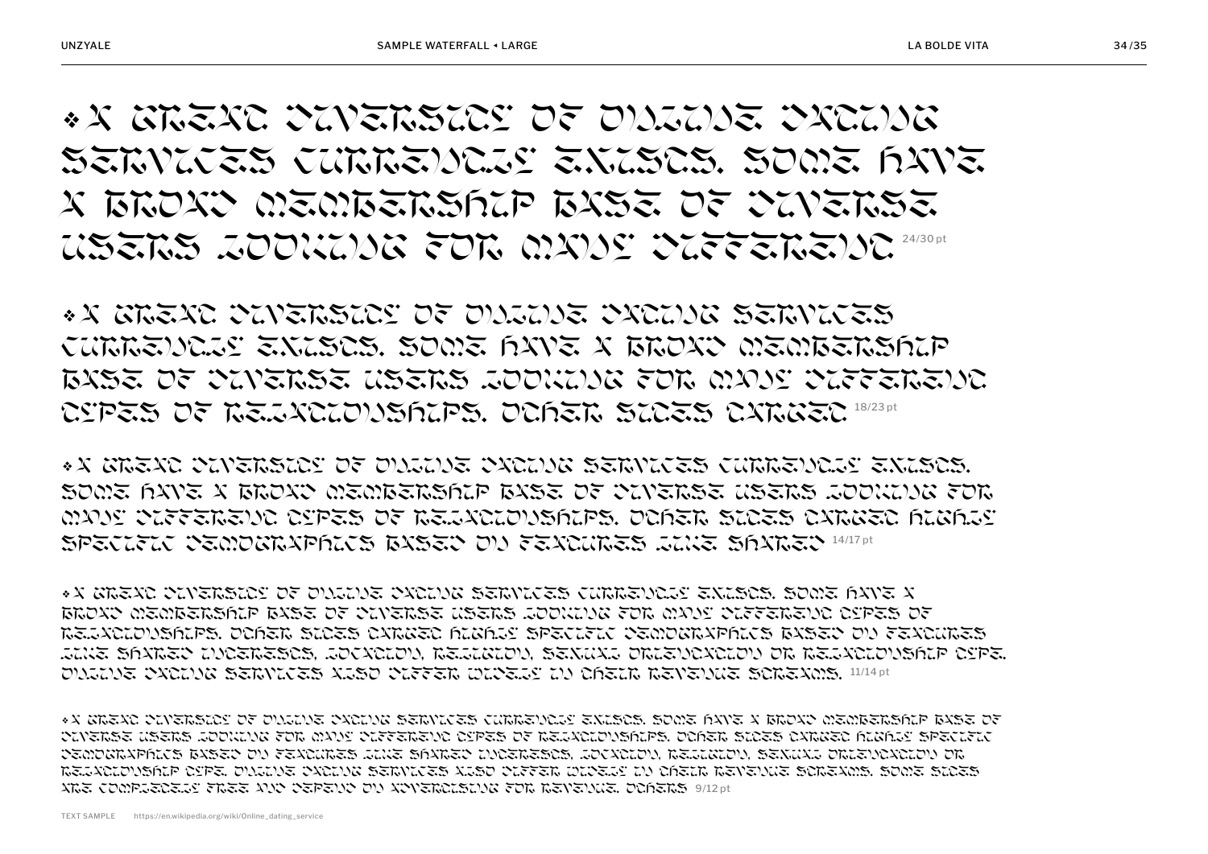◆A GREAT DIVERSITY OF ONLINE DATING SERVICES CURRENTLY EXISTS. SOME HAVE A BROAD MEMBERSHIP BASE OF DIVERSE USERS LOOKING FOR MANY DIFFERENT 24/30 pt

◆A GREAT DIVERSITY OF ONLINE DATING SERVICES CURRENTLY EXISTS. SOME HAVE A BROAD MEMBERSHIP BASE OF DIVERSE USERS LOOKING FOR MANY DIFFERENT TYPES OF RELATIONSHIPS. OTHER SITES TARGET 18/23 pt

◆A GREAT DIVERSITY OF ONLINE DATING SERVICES CURRENTLY EXISTS. SOME HAVE A BROAD MEMBERSHIP BASE OF DIVERSE USERS LOOKING FOR MANY DIFFERENT TYPES OF RELATIONSHIPS. OTHER SITES TARGET HIGHLY SPECIFIC DEMOGRAPHICS BASED ON FEATURES LIKE SHARED 14/17 pt

◆A GREAT DIVERSITY OF ONLINE DATING SERVICES CURRENTLY EXISTS. SOME HAVE A BROAD MEMBERSHIP BASE OF DIVERSE USERS LOOKING FOR MANY DIFFERENT TYPES OF RELATIONSHIPS. OTHER SITES TARGET HIGHLY SPECIFIC DEMOGRAPHICS BASED ON FEATURES LIKE SHARED INTERESTS, LOCATION, RELIGION, SEXUAL ORIENTATION OR RELATIONSHIP TYPE. ONLINE DATING SERVICES ALSO DIFFER WIDELY IN THEIR REVENUE STREAMS. 11/14 pt

◆A GREAT DIVERSITY OF ONLINE DATING SERVICES CURRENTLY EXISTS. SOME HAVE A BROAD MEMBERSHIP BASE OF DIVERSE USERS LOOKING FOR MANY DIFFERENT TYPES OF RELATIONSHIPS. OTHER SITES TARGET HIGHLY SPECIFIC DEMOGRAPHICS BASED ON FEATURES LIKE SHARED INTERESTS, LOCATION, RELIGION, SEXUAL ORIENTATION OR RELATIONSHIP TYPE. ONLINE DATING SERVICES ALSO DIFFER WIDELY IN THEIR REVENUE STREAMS. SOME SITES ARE COMPLETELY FREE AND DEPEND ON ADVERTISING FOR REVENUE. OTHERS 9/12 pt

TEXT SAMPLE https://en.wikipedia.org/wiki/Online_dating_service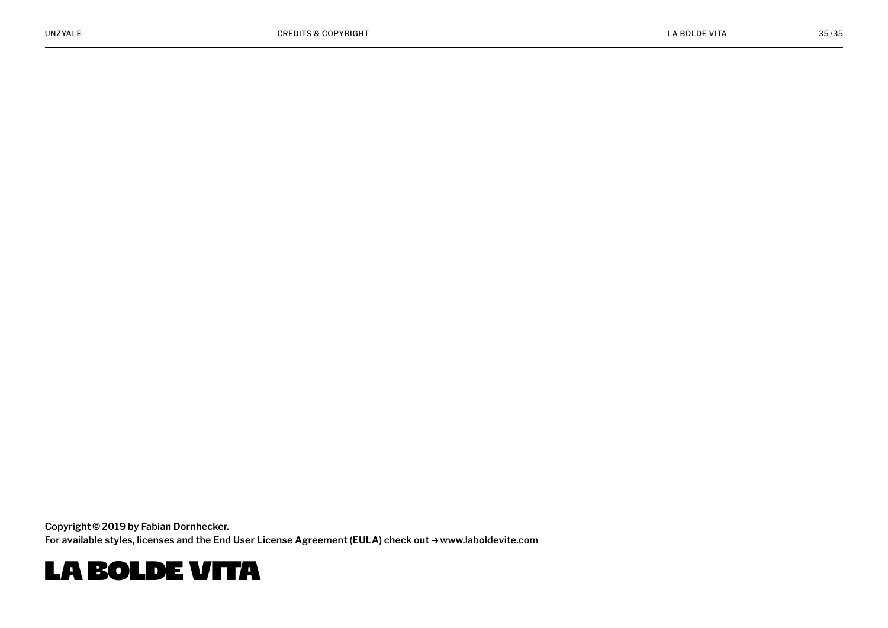**Copyright © 2019 by Fabian Dornhecker.**
**For available styles, licenses and the End User License Agreement (EULA) check out → www.laboldevite.com**

# LA BOLDE VITA